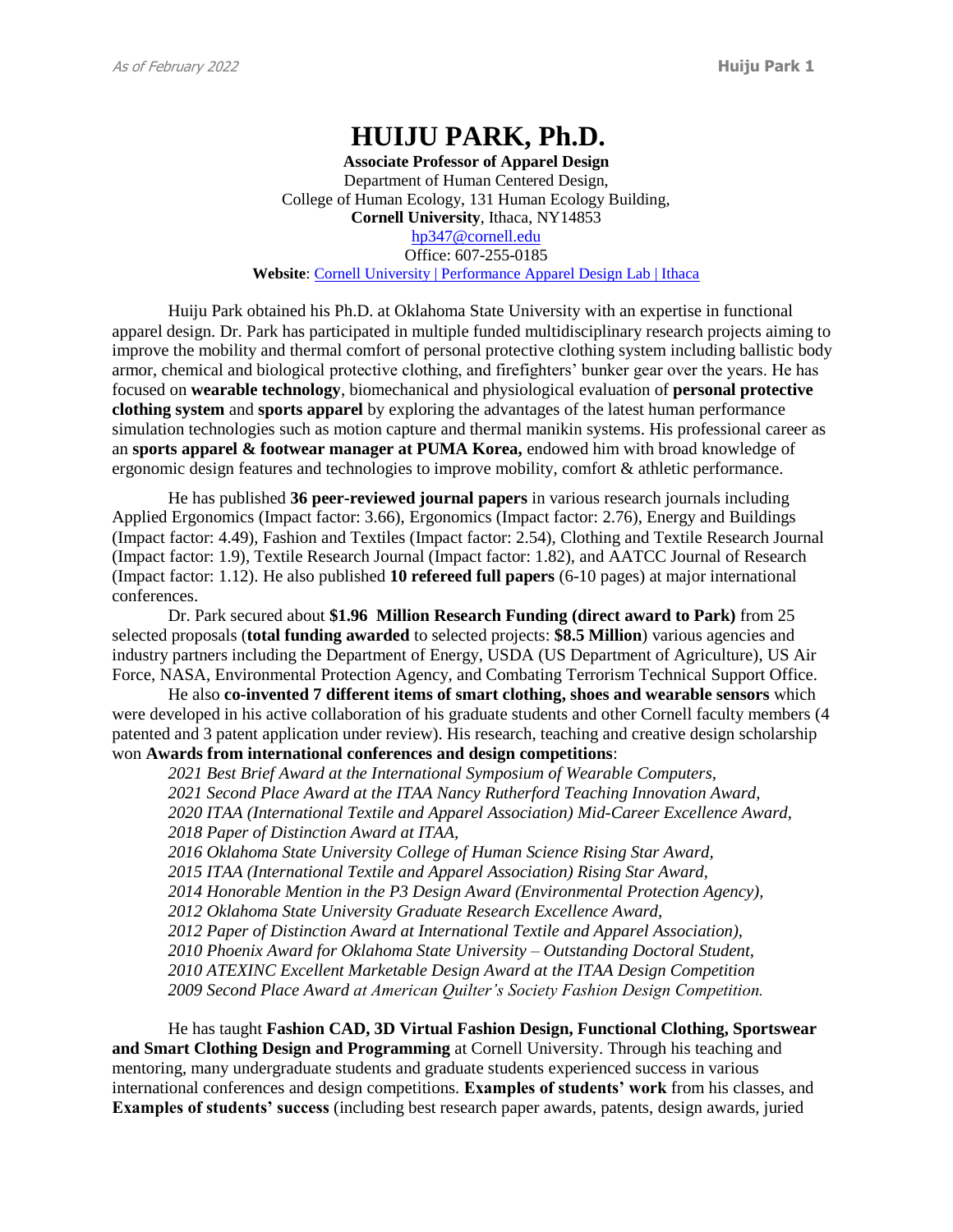# HUIJU PARK, Ph.D.

**Associate Professor of Apparel Design**
Department of Human Centered Design,
College of Human Ecology, 131 Human Ecology Building,
**Cornell University**, Ithaca, NY14853
hp347@cornell.edu
Office: 607-255-0185
**Website**: Cornell University | Performance Apparel Design Lab | Ithaca

Huiju Park obtained his Ph.D. at Oklahoma State University with an expertise in functional apparel design. Dr. Park has participated in multiple funded multidisciplinary research projects aiming to improve the mobility and thermal comfort of personal protective clothing system including ballistic body armor, chemical and biological protective clothing, and firefighters' bunker gear over the years. He has focused on **wearable technology**, biomechanical and physiological evaluation of **personal protective clothing system** and **sports apparel** by exploring the advantages of the latest human performance simulation technologies such as motion capture and thermal manikin systems. His professional career as an **sports apparel & footwear manager at PUMA Korea,** endowed him with broad knowledge of ergonomic design features and technologies to improve mobility, comfort & athletic performance.

He has published **36 peer-reviewed journal papers** in various research journals including Applied Ergonomics (Impact factor: 3.66), Ergonomics (Impact factor: 2.76), Energy and Buildings (Impact factor: 4.49), Fashion and Textiles (Impact factor: 2.54), Clothing and Textile Research Journal (Impact factor: 1.9), Textile Research Journal (Impact factor: 1.82), and AATCC Journal of Research (Impact factor: 1.12). He also published **10 refereed full papers** (6-10 pages) at major international conferences.

Dr. Park secured about **$1.96 Million Research Funding (direct award to Park)** from 25 selected proposals (**total funding awarded** to selected projects: **$8.5 Million**) various agencies and industry partners including the Department of Energy, USDA (US Department of Agriculture), US Air Force, NASA, Environmental Protection Agency, and Combating Terrorism Technical Support Office.

He also **co-invented 7 different items of smart clothing, shoes and wearable sensors** which were developed in his active collaboration of his graduate students and other Cornell faculty members (4 patented and 3 patent application under review). His research, teaching and creative design scholarship won **Awards from international conferences and design competitions**:

*2021 Best Brief Award at the International Symposium of Wearable Computers,*
*2021 Second Place Award at the ITAA Nancy Rutherford Teaching Innovation Award,*
*2020 ITAA (International Textile and Apparel Association) Mid-Career Excellence Award,*
*2018 Paper of Distinction Award at ITAA,*
*2016 Oklahoma State University College of Human Science Rising Star Award,*
*2015 ITAA (International Textile and Apparel Association) Rising Star Award,*
*2014 Honorable Mention in the P3 Design Award (Environmental Protection Agency),*
*2012 Oklahoma State University Graduate Research Excellence Award,*
*2012 Paper of Distinction Award at International Textile and Apparel Association),*
*2010 Phoenix Award for Oklahoma State University – Outstanding Doctoral Student,*
*2010 ATEXINC Excellent Marketable Design Award at the ITAA Design Competition*
*2009 Second Place Award at American Quilter's Society Fashion Design Competition.*

He has taught **Fashion CAD, 3D Virtual Fashion Design, Functional Clothing, Sportswear and Smart Clothing Design and Programming** at Cornell University. Through his teaching and mentoring, many undergraduate students and graduate students experienced success in various international conferences and design competitions. **Examples of students' work** from his classes, and **Examples of students' success** (including best research paper awards, patents, design awards, juried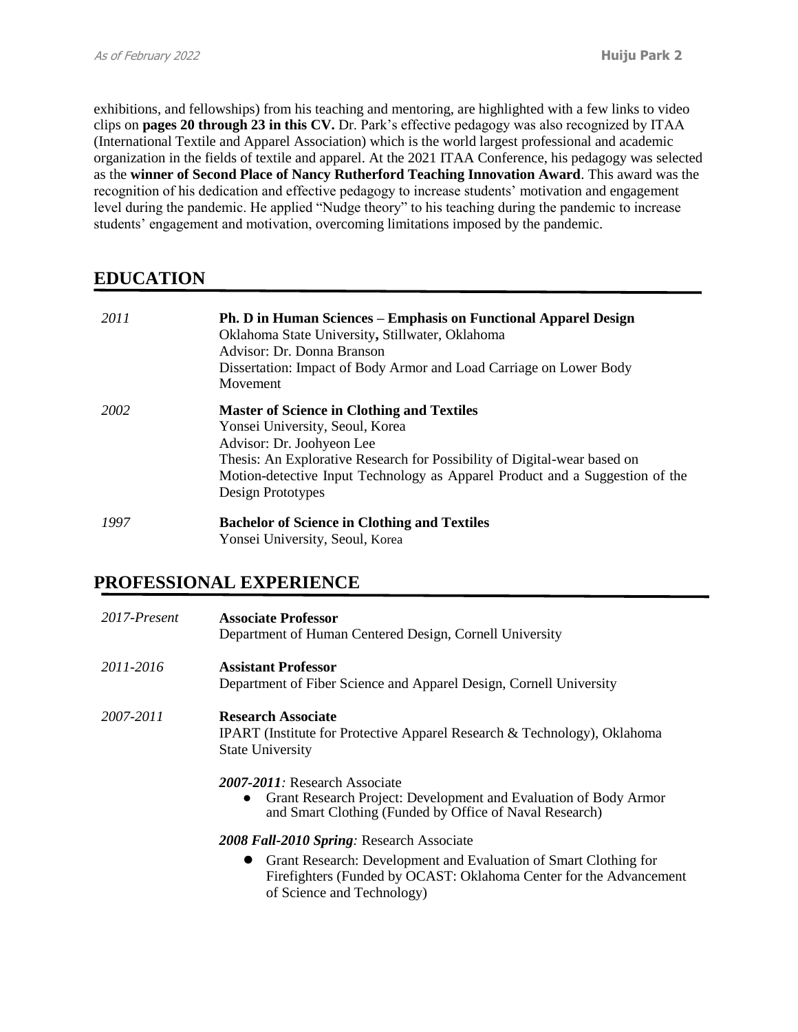exhibitions, and fellowships) from his teaching and mentoring, are highlighted with a few links to video clips on **pages 20 through 23 in this CV.** Dr. Park's effective pedagogy was also recognized by ITAA (International Textile and Apparel Association) which is the world largest professional and academic organization in the fields of textile and apparel. At the 2021 ITAA Conference, his pedagogy was selected as the **winner of Second Place of Nancy Rutherford Teaching Innovation Award**. This award was the recognition of his dedication and effective pedagogy to increase students' motivation and engagement level during the pandemic. He applied "Nudge theory" to his teaching during the pandemic to increase students' engagement and motivation, overcoming limitations imposed by the pandemic.

## EDUCATION

*2011* — **Ph. D in Human Sciences – Emphasis on Functional Apparel Design**
Oklahoma State University**,** Stillwater, Oklahoma
Advisor: Dr. Donna Branson
Dissertation: Impact of Body Armor and Load Carriage on Lower Body Movement

*2002* — **Master of Science in Clothing and Textiles**
Yonsei University, Seoul, Korea
Advisor: Dr. Joohyeon Lee
Thesis: An Explorative Research for Possibility of Digital-wear based on Motion-detective Input Technology as Apparel Product and a Suggestion of the Design Prototypes

*1997* — **Bachelor of Science in Clothing and Textiles**
Yonsei University, Seoul, Korea

## PROFESSIONAL EXPERIENCE

*2017-Present* — **Associate Professor**
Department of Human Centered Design, Cornell University

*2011-2016* — **Assistant Professor**
Department of Fiber Science and Apparel Design, Cornell University

*2007-2011* — **Research Associate**
IPART (Institute for Protective Apparel Research & Technology), Oklahoma State University

***2007-2011****:* Research Associate
- Grant Research Project: Development and Evaluation of Body Armor and Smart Clothing (Funded by Office of Naval Research)

***2008 Fall-2010 Spring****:* Research Associate
- Grant Research: Development and Evaluation of Smart Clothing for Firefighters (Funded by OCAST: Oklahoma Center for the Advancement of Science and Technology)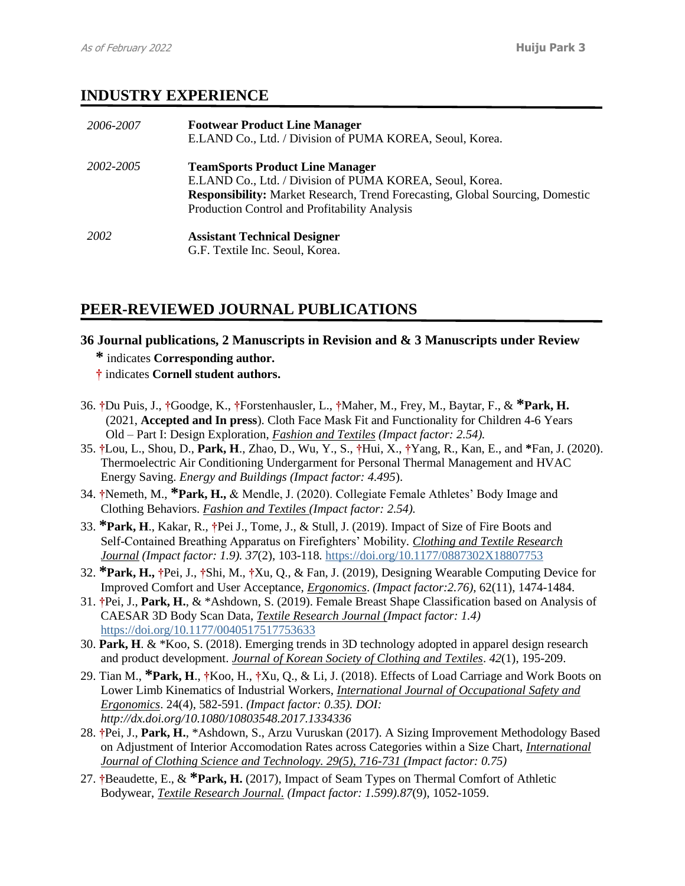## INDUSTRY EXPERIENCE

*2006-2007* **Footwear Product Line Manager**
E.LAND Co., Ltd. / Division of PUMA KOREA, Seoul, Korea.

*2002-2005* **TeamSports Product Line Manager**
E.LAND Co., Ltd. / Division of PUMA KOREA, Seoul, Korea.
**Responsibility:** Market Research, Trend Forecasting, Global Sourcing, Domestic Production Control and Profitability Analysis

*2002* **Assistant Technical Designer**
G.F. Textile Inc. Seoul, Korea.

## PEER-REVIEWED JOURNAL PUBLICATIONS

**36 Journal publications, 2 Manuscripts in Revision and & 3 Manuscripts under Review**

**\*** indicates **Corresponding author.**
† indicates **Cornell student authors.**

36. †Du Puis, J., †Goodge, K., †Forstenhausler, L., †Maher, M., Frey, M., Baytar, F., & ***Park, H.** (2021, **Accepted and In press**). Cloth Face Mask Fit and Functionality for Children 4-6 Years Old – Part I: Design Exploration, ***Fashion and Textiles*** *(Impact factor: 2.54).*
35. †Lou, L., Shou, D., **Park, H**., Zhao, D., Wu, Y., S., †Hui, X., †Yang, R., Kan, E., and *Fan, J. (2020). Thermoelectric Air Conditioning Undergarment for Personal Thermal Management and HVAC Energy Saving. *Energy and Buildings (Impact factor: 4.495*).
34. †Nemeth, M., ***Park, H.,** & Mendle, J. (2020). Collegiate Female Athletes' Body Image and Clothing Behaviors. *Fashion and Textiles (Impact factor: 2.54).*
33. ***Park, H**., Kakar, R., †Pei J., Tome, J., & Stull, J. (2019). Impact of Size of Fire Boots and Self-Contained Breathing Apparatus on Firefighters' Mobility. *Clothing and Textile Research Journal (Impact factor: 1.9). 37*(2), 103-118. https://doi.org/10.1177/0887302X18807753
32. ***Park, H.,** †Pei, J., †Shi, M., †Xu, Q., & Fan, J. (2019), Designing Wearable Computing Device for Improved Comfort and User Acceptance, *Ergonomics*. *(Impact factor:2.76),* 62(11), 1474-1484.
31. †Pei, J., **Park, H.**, & *Ashdown, S. (2019). Female Breast Shape Classification based on Analysis of CAESAR 3D Body Scan Data, *Textile Research Journal (Impact factor: 1.4)* https://doi.org/10.1177/0040517517753633
30. **Park, H**. & *Koo, S. (2018). Emerging trends in 3D technology adopted in apparel design research and product development. *Journal of Korean Society of Clothing and Textiles*. *42*(1), 195-209.
29. Tian M., ***Park, H**., †Koo, H., †Xu, Q., & Li, J. (2018). Effects of Load Carriage and Work Boots on Lower Limb Kinematics of Industrial Workers, *International Journal of Occupational Safety and Ergonomics*. 24(4), 582-591. *(Impact factor: 0.35). DOI: http://dx.doi.org/10.1080/10803548.2017.1334336*
28. †Pei, J., **Park, H.**, *Ashdown, S., Arzu Vuruskan (2017). A Sizing Improvement Methodology Based on Adjustment of Interior Accomodation Rates across Categories within a Size Chart, *International Journal of Clothing Science and Technology. 29(5), 716-731 (Impact factor: 0.75)*
27. †Beaudette, E., & ***Park, H.** (2017), Impact of Seam Types on Thermal Comfort of Athletic Bodywear, *Textile Research Journal. (Impact factor: 1.599).87*(9), 1052-1059.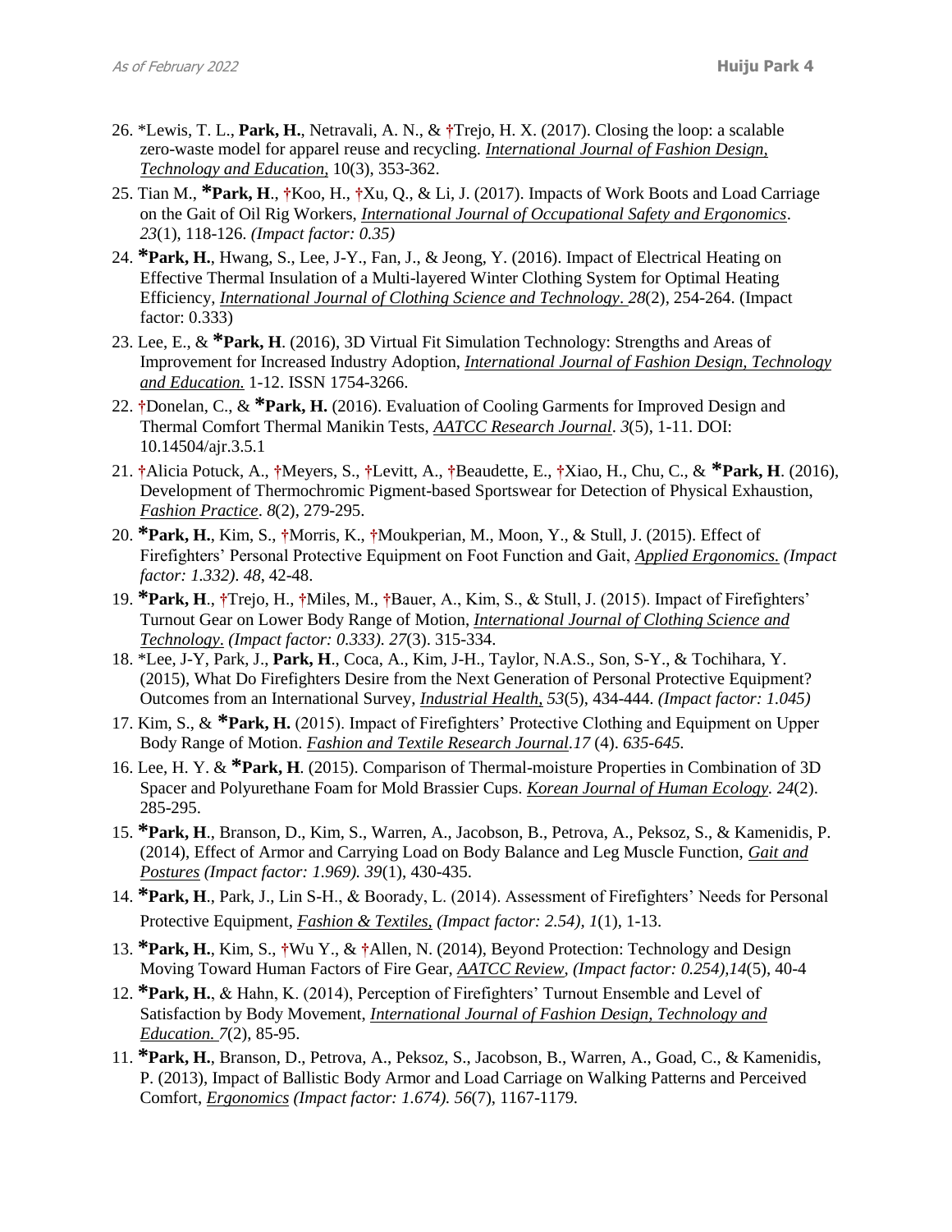26. *Lewis, T. L., **Park, H.**, Netravali, A. N., & †Trejo, H. X. (2017). Closing the loop: a scalable zero-waste model for apparel reuse and recycling. *International Journal of Fashion Design, Technology and Education*, 10(3), 353-362.

25. Tian M., ***Park, H**., †Koo, H., †Xu, Q., & Li, J. (2017). Impacts of Work Boots and Load Carriage on the Gait of Oil Rig Workers, *International Journal of Occupational Safety and Ergonomics*. *23*(1), 118-126. *(Impact factor: 0.35)*

24. ***Park, H.**, Hwang, S., Lee, J-Y., Fan, J., & Jeong, Y. (2016). Impact of Electrical Heating on Effective Thermal Insulation of a Multi-layered Winter Clothing System for Optimal Heating Efficiency, *International Journal of Clothing Science and Technology*. *28*(2), 254-264. (Impact factor: 0.333)

23. Lee, E., & ***Park, H**. (2016), 3D Virtual Fit Simulation Technology: Strengths and Areas of Improvement for Increased Industry Adoption, *International Journal of Fashion Design, Technology and Education.* 1-12. ISSN 1754-3266.

22. †Donelan, C., & ***Park, H.** (2016). Evaluation of Cooling Garments for Improved Design and Thermal Comfort Thermal Manikin Tests, *AATCC Research Journal*. *3*(5), 1-11. DOI: 10.14504/ajr.3.5.1

21. †Alicia Potuck, A., †Meyers, S., †Levitt, A., †Beaudette, E., †Xiao, H., Chu, C., & ***Park, H**. (2016), Development of Thermochromic Pigment-based Sportswear for Detection of Physical Exhaustion, *Fashion Practice*. *8*(2), 279-295.

20. ***Park, H.**, Kim, S., †Morris, K., †Moukperian, M., Moon, Y., & Stull, J. (2015). Effect of Firefighters' Personal Protective Equipment on Foot Function and Gait, *Applied Ergonomics. (Impact factor: 1.332)*. *48*, 42-48.

19. ***Park, H**., †Trejo, H., †Miles, M., †Bauer, A., Kim, S., & Stull, J. (2015). Impact of Firefighters' Turnout Gear on Lower Body Range of Motion, *International Journal of Clothing Science and Technology*. *(Impact factor: 0.333)*. *27*(3). 315-334.

18. *Lee, J-Y, Park, J., **Park, H**., Coca, A., Kim, J-H., Taylor, N.A.S., Son, S-Y., & Tochihara, Y. (2015), What Do Firefighters Desire from the Next Generation of Personal Protective Equipment? Outcomes from an International Survey, *Industrial Health*, *53*(5), 434-444. *(Impact factor: 1.045)*

17. Kim, S., & ***Park, H.** (2015). Impact of Firefighters' Protective Clothing and Equipment on Upper Body Range of Motion. *Fashion and Textile Research Journal*.*17* (4). *635-645.*

16. Lee, H. Y. & ***Park, H**. (2015). Comparison of Thermal-moisture Properties in Combination of 3D Spacer and Polyurethane Foam for Mold Brassier Cups. *Korean Journal of Human Ecology*. *24*(2). 285-295.

15. ***Park, H**., Branson, D., Kim, S., Warren, A., Jacobson, B., Petrova, A., Peksoz, S., & Kamenidis, P. (2014), Effect of Armor and Carrying Load on Body Balance and Leg Muscle Function, *Gait and Postures (Impact factor: 1.969). 39*(1), 430-435.

14. ***Park, H**., Park, J., Lin S-H., & Boorady, L. (2014). Assessment of Firefighters' Needs for Personal Protective Equipment, *Fashion & Textiles, (Impact factor: 2.54)*, *1*(1), 1-13.

13. ***Park, H.**, Kim, S., †Wu Y., & †Allen, N. (2014), Beyond Protection: Technology and Design Moving Toward Human Factors of Fire Gear, *AATCC Review*, *(Impact factor: 0.254)*,*14*(5), 40-4

12. ***Park, H.**, & Hahn, K. (2014), Perception of Firefighters' Turnout Ensemble and Level of Satisfaction by Body Movement, *International Journal of Fashion Design, Technology and Education. 7*(2), 85-95.

11. ***Park, H.**, Branson, D., Petrova, A., Peksoz, S., Jacobson, B., Warren, A., Goad, C., & Kamenidis, P. (2013), Impact of Ballistic Body Armor and Load Carriage on Walking Patterns and Perceived Comfort, *Ergonomics (Impact factor: 1.674). 56*(7), 1167-1179.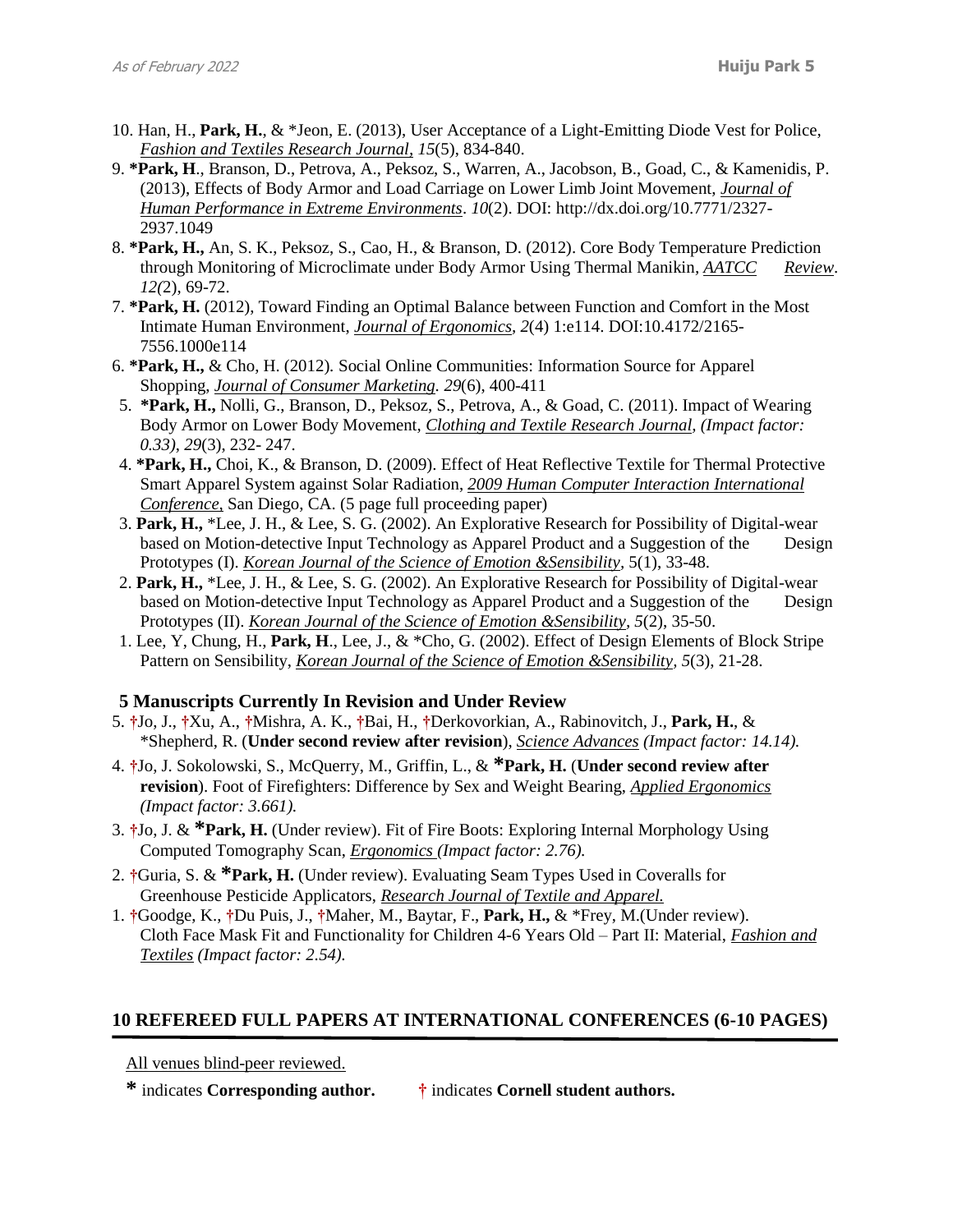10. Han, H., **Park, H.**, & *Jeon, E. (2013), User Acceptance of a Light-Emitting Diode Vest for Police, *Fashion and Textiles Research Journal, 15*(5), 834-840.
9. ***Park, H**., Branson, D., Petrova, A., Peksoz, S., Warren, A., Jacobson, B., Goad, C., & Kamenidis, P. (2013), Effects of Body Armor and Load Carriage on Lower Limb Joint Movement, *Journal of Human Performance in Extreme Environments*. *10*(2). DOI: http://dx.doi.org/10.7771/2327-2937.1049
8. ***Park, H.,** An, S. K., Peksoz, S., Cao, H., & Branson, D. (2012). Core Body Temperature Prediction through Monitoring of Microclimate under Body Armor Using Thermal Manikin, *AATCC Review*. *12(*2), 69-72.
7. ***Park, H.** (2012), Toward Finding an Optimal Balance between Function and Comfort in the Most Intimate Human Environment, *Journal of Ergonomics*, *2*(4) 1:e114. DOI:10.4172/2165-7556.1000e114
6. ***Park, H.,** & Cho, H. (2012). Social Online Communities: Information Source for Apparel Shopping, *Journal of Consumer Marketing. 29*(6), 400-411
5. ***Park, H.,** Nolli, G., Branson, D., Peksoz, S., Petrova, A., & Goad, C. (2011). Impact of Wearing Body Armor on Lower Body Movement, *Clothing and Textile Research Journal, (Impact factor: 0.33)*, *29*(3), 232- 247.
4. ***Park, H.,** Choi, K., & Branson, D. (2009). Effect of Heat Reflective Textile for Thermal Protective Smart Apparel System against Solar Radiation, *2009 Human Computer Interaction International Conference*, San Diego, CA. (5 page full proceeding paper)
3. **Park, H.,** *Lee, J. H., & Lee, S. G. (2002). An Explorative Research for Possibility of Digital-wear based on Motion-detective Input Technology as Apparel Product and a Suggestion of the Design Prototypes (I). *Korean Journal of the Science of Emotion &Sensibility*, 5(1), 33-48.
2. **Park, H.,** *Lee, J. H., & Lee, S. G. (2002). An Explorative Research for Possibility of Digital-wear based on Motion-detective Input Technology as Apparel Product and a Suggestion of the Design Prototypes (II). *Korean Journal of the Science of Emotion &Sensibility*, *5*(2), 35-50.
1. Lee, Y, Chung, H., **Park, H**., Lee, J., & *Cho, G. (2002). Effect of Design Elements of Block Stripe Pattern on Sensibility, *Korean Journal of the Science of Emotion &Sensibility*, *5*(3), 21-28.

## 5 Manuscripts Currently In Revision and Under Review

5. †Jo, J., †Xu, A., †Mishra, A. K., †Bai, H., †Derkovorkian, A., Rabinovitch, J., **Park, H.**, & *Shepherd, R. (**Under second review after revision**), *Science Advances (Impact factor: 14.14).*
4. †Jo, J. Sokolowski, S., McQuerry, M., Griffin, L., & ***Park, H.** (**Under second review after revision**). Foot of Firefighters: Difference by Sex and Weight Bearing, *Applied Ergonomics (Impact factor: 3.661).*
3. †Jo, J. & ***Park, H.** (Under review). Fit of Fire Boots: Exploring Internal Morphology Using Computed Tomography Scan, *Ergonomics (Impact factor: 2.76).*
2. †Guria, S. & ***Park, H.** (Under review). Evaluating Seam Types Used in Coveralls for Greenhouse Pesticide Applicators, *Research Journal of Textile and Apparel.*
1. †Goodge, K., †Du Puis, J., †Maher, M., Baytar, F., **Park, H.,** & *Frey, M.(Under review). Cloth Face Mask Fit and Functionality for Children 4-6 Years Old – Part II: Material, *Fashion and Textiles (Impact factor: 2.54).*

## 10 REFEREED FULL PAPERS AT INTERNATIONAL CONFERENCES (6-10 PAGES)

All venues blind-peer reviewed.

**\*** indicates **Corresponding author.** † indicates **Cornell student authors.**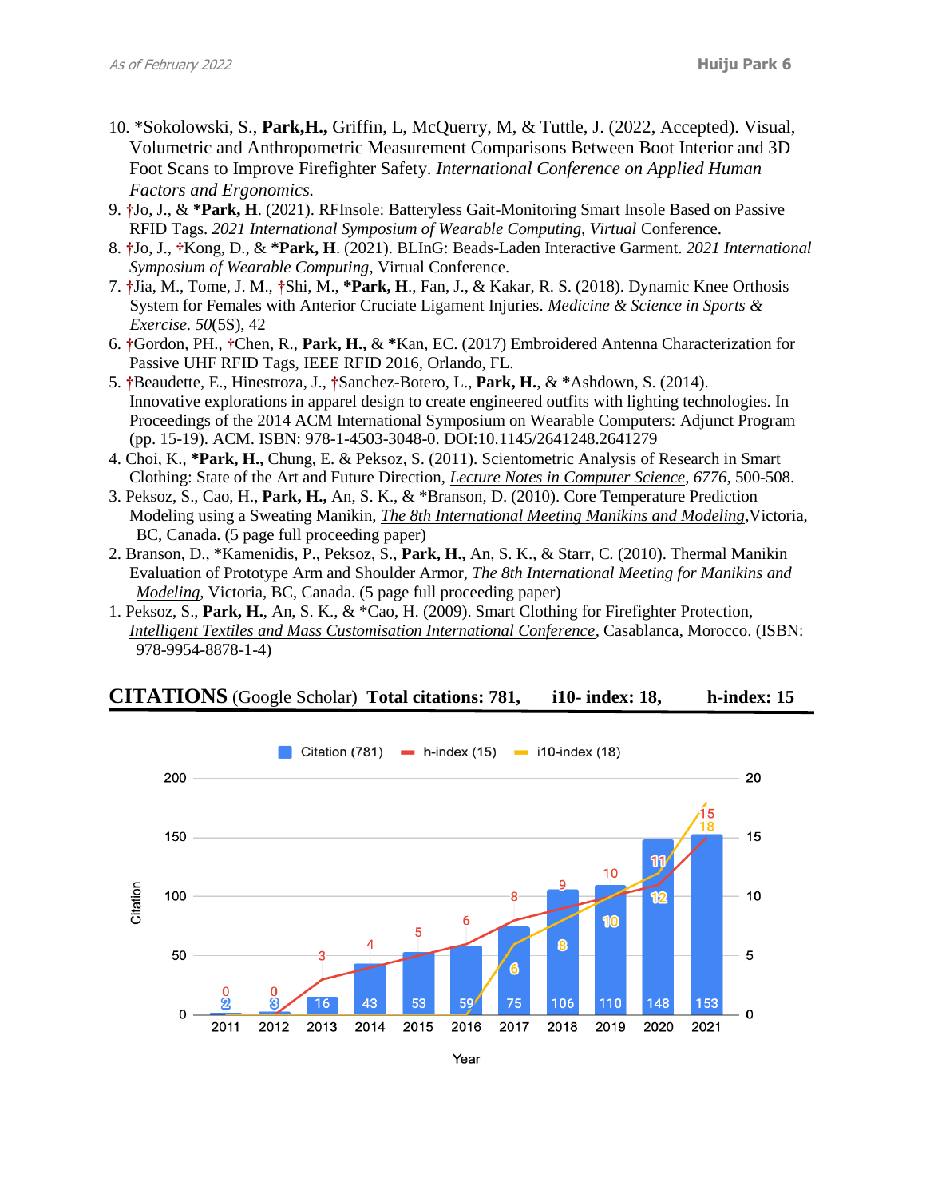10. *Sokolowski, S., **Park,H.,** Griffin, L, McQuerry, M, & Tuttle, J. (2022, Accepted). Visual, Volumetric and Anthropometric Measurement Comparisons Between Boot Interior and 3D Foot Scans to Improve Firefighter Safety. *International Conference on Applied Human Factors and Ergonomics.*
9. †Jo, J., & ***Park, H**. (2021). RFInsole: Batteryless Gait-Monitoring Smart Insole Based on Passive RFID Tags. *2021 International Symposium of Wearable Computing, Virtual* Conference.
8. †Jo, J., †Kong, D., & ***Park, H**. (2021). BLInG: Beads-Laden Interactive Garment. *2021 International Symposium of Wearable Computing*, Virtual Conference.
7. †Jia, M., Tome, J. M., †Shi, M., ***Park, H**., Fan, J., & Kakar, R. S. (2018). Dynamic Knee Orthosis System for Females with Anterior Cruciate Ligament Injuries. *Medicine & Science in Sports & Exercise. 50*(5S), 42
6. †Gordon, PH., †Chen, R., **Park, H.,** & *Kan, EC. (2017) Embroidered Antenna Characterization for Passive UHF RFID Tags, IEEE RFID 2016, Orlando, FL.
5. †Beaudette, E., Hinestroza, J., †Sanchez-Botero, L., **Park, H.**, & *Ashdown, S. (2014). Innovative explorations in apparel design to create engineered outfits with lighting technologies. In Proceedings of the 2014 ACM International Symposium on Wearable Computers: Adjunct Program (pp. 15-19). ACM. ISBN: 978-1-4503-3048-0. DOI:10.1145/2641248.2641279
4. Choi, K., ***Park, H.,** Chung, E. & Peksoz, S. (2011). Scientometric Analysis of Research in Smart Clothing: State of the Art and Future Direction, *Lecture Notes in Computer Science*, *6776*, 500-508.
3. Peksoz, S., Cao, H., **Park, H.,** An, S. K., & *Branson, D. (2010). Core Temperature Prediction Modeling using a Sweating Manikin, *The 8th International Meeting Manikins and Modeling*, Victoria, BC, Canada. (5 page full proceeding paper)
2. Branson, D., *Kamenidis, P., Peksoz, S., **Park, H.,** An, S. K., & Starr, C. (2010). Thermal Manikin Evaluation of Prototype Arm and Shoulder Armor, *The 8th International Meeting for Manikins and Modeling*, Victoria, BC, Canada. (5 page full proceeding paper)
1. Peksoz, S., **Park, H.**, An, S. K., & *Cao, H. (2009). Smart Clothing for Firefighter Protection, *Intelligent Textiles and Mass Customisation International Conference*, Casablanca, Morocco. (ISBN: 978-9954-8878-1-4)

## CITATIONS (Google Scholar) **Total citations: 781, i10- index: 18, h-index: 15**

| Year | Citation (781) | h-index (15) | i10-index (18) |
|---|---|---|---|
| 2011 | 2 | 0 | |
| 2012 | 3 | 0 | |
| 2013 | 16 | 3 | |
| 2014 | 43 | 4 | |
| 2015 | 53 | 5 | |
| 2016 | 59 | 6 | |
| 2017 | 75 | 8 | 6 |
| 2018 | 106 | 9 | 8 |
| 2019 | 110 | 10 | 10 |
| 2020 | 148 | 11 | 12 |
| 2021 | 153 | 15 | 18 |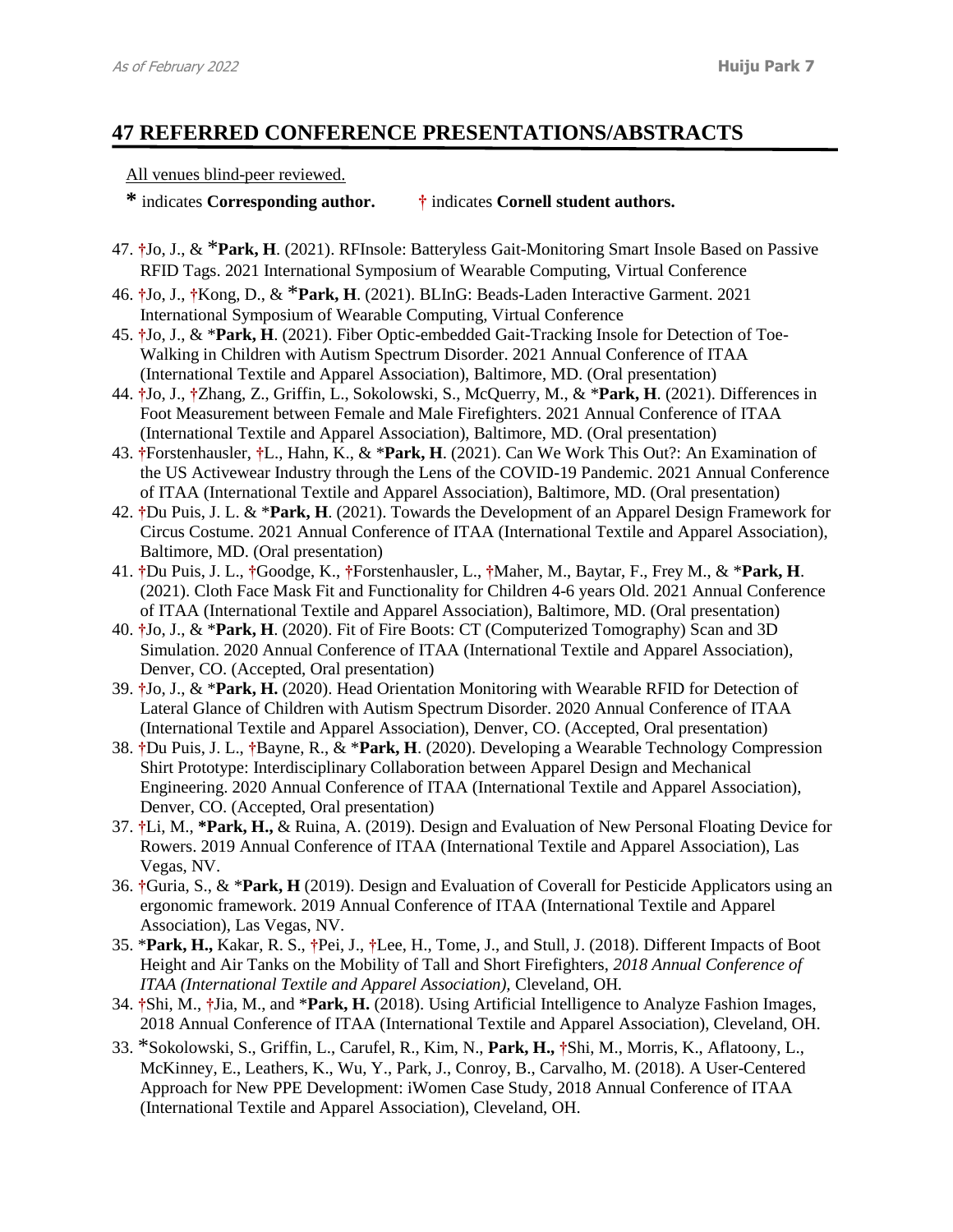## 47 REFERRED CONFERENCE PRESENTATIONS/ABSTRACTS

All venues blind-peer reviewed.

**\*** indicates **Corresponding author.** † indicates **Cornell student authors.**

47. †Jo, J., & \***Park, H**. (2021). RFInsole: Batteryless Gait-Monitoring Smart Insole Based on Passive RFID Tags. 2021 International Symposium of Wearable Computing, Virtual Conference
46. †Jo, J., †Kong, D., & \***Park, H**. (2021). BLInG: Beads-Laden Interactive Garment. 2021 International Symposium of Wearable Computing, Virtual Conference
45. †Jo, J., & \***Park, H**. (2021). Fiber Optic-embedded Gait-Tracking Insole for Detection of Toe-Walking in Children with Autism Spectrum Disorder. 2021 Annual Conference of ITAA (International Textile and Apparel Association), Baltimore, MD. (Oral presentation)
44. †Jo, J., †Zhang, Z., Griffin, L., Sokolowski, S., McQuerry, M., & \***Park, H**. (2021). Differences in Foot Measurement between Female and Male Firefighters. 2021 Annual Conference of ITAA (International Textile and Apparel Association), Baltimore, MD. (Oral presentation)
43. †Forstenhausler, †L., Hahn, K., & \***Park, H**. (2021). Can We Work This Out?: An Examination of the US Activewear Industry through the Lens of the COVID-19 Pandemic. 2021 Annual Conference of ITAA (International Textile and Apparel Association), Baltimore, MD. (Oral presentation)
42. †Du Puis, J. L. & \***Park, H**. (2021). Towards the Development of an Apparel Design Framework for Circus Costume. 2021 Annual Conference of ITAA (International Textile and Apparel Association), Baltimore, MD. (Oral presentation)
41. †Du Puis, J. L., †Goodge, K., †Forstenhausler, L., †Maher, M., Baytar, F., Frey M., & \***Park, H**. (2021). Cloth Face Mask Fit and Functionality for Children 4-6 years Old. 2021 Annual Conference of ITAA (International Textile and Apparel Association), Baltimore, MD. (Oral presentation)
40. †Jo, J., & \***Park, H**. (2020). Fit of Fire Boots: CT (Computerized Tomography) Scan and 3D Simulation. 2020 Annual Conference of ITAA (International Textile and Apparel Association), Denver, CO. (Accepted, Oral presentation)
39. †Jo, J., & \***Park, H.** (2020). Head Orientation Monitoring with Wearable RFID for Detection of Lateral Glance of Children with Autism Spectrum Disorder. 2020 Annual Conference of ITAA (International Textile and Apparel Association), Denver, CO. (Accepted, Oral presentation)
38. †Du Puis, J. L., †Bayne, R., & \***Park, H**. (2020). Developing a Wearable Technology Compression Shirt Prototype: Interdisciplinary Collaboration between Apparel Design and Mechanical Engineering. 2020 Annual Conference of ITAA (International Textile and Apparel Association), Denver, CO. (Accepted, Oral presentation)
37. †Li, M., **\*Park, H.,** & Ruina, A. (2019). Design and Evaluation of New Personal Floating Device for Rowers. 2019 Annual Conference of ITAA (International Textile and Apparel Association), Las Vegas, NV.
36. †Guria, S., & \***Park, H** (2019). Design and Evaluation of Coverall for Pesticide Applicators using an ergonomic framework. 2019 Annual Conference of ITAA (International Textile and Apparel Association), Las Vegas, NV.
35. \***Park, H.,** Kakar, R. S., †Pei, J., †Lee, H., Tome, J., and Stull, J. (2018). Different Impacts of Boot Height and Air Tanks on the Mobility of Tall and Short Firefighters, *2018 Annual Conference of ITAA (International Textile and Apparel Association),* Cleveland, OH.
34. †Shi, M., †Jia, M., and \***Park, H.** (2018). Using Artificial Intelligence to Analyze Fashion Images, 2018 Annual Conference of ITAA (International Textile and Apparel Association), Cleveland, OH.
33. \*Sokolowski, S., Griffin, L., Carufel, R., Kim, N., **Park, H.,** †Shi, M., Morris, K., Aflatoony, L., McKinney, E., Leathers, K., Wu, Y., Park, J., Conroy, B., Carvalho, M. (2018). A User-Centered Approach for New PPE Development: iWomen Case Study, 2018 Annual Conference of ITAA (International Textile and Apparel Association), Cleveland, OH.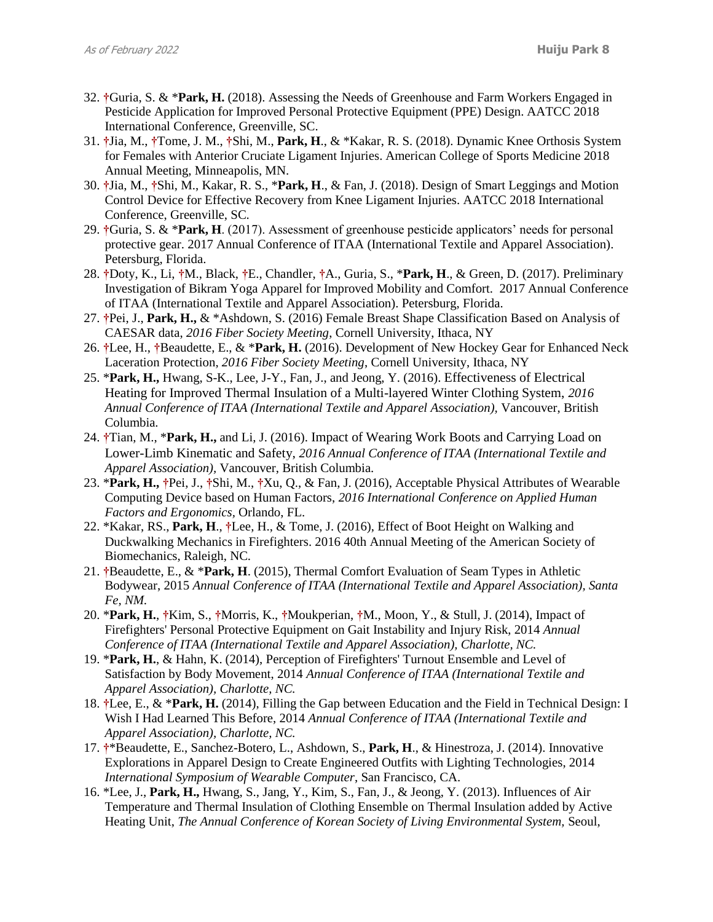32. †Guria, S. & ***Park, H.*** (2018). Assessing the Needs of Greenhouse and Farm Workers Engaged in Pesticide Application for Improved Personal Protective Equipment (PPE) Design. AATCC 2018 International Conference, Greenville, SC.
31. †Jia, M., †Tome, J. M., †Shi, M., **Park, H**., & *Kakar, R. S. (2018). Dynamic Knee Orthosis System for Females with Anterior Cruciate Ligament Injuries. American College of Sports Medicine 2018 Annual Meeting, Minneapolis, MN.
30. †Jia, M., †Shi, M., Kakar, R. S., ***Park, H***., & Fan, J. (2018). Design of Smart Leggings and Motion Control Device for Effective Recovery from Knee Ligament Injuries. AATCC 2018 International Conference, Greenville, SC.
29. †Guria, S. & ***Park, H***. (2017). Assessment of greenhouse pesticide applicators' needs for personal protective gear. 2017 Annual Conference of ITAA (International Textile and Apparel Association). Petersburg, Florida.
28. †Doty, K., Li, †M., Black, †E., Chandler, †A., Guria, S., ***Park, H***., & Green, D. (2017). Preliminary Investigation of Bikram Yoga Apparel for Improved Mobility and Comfort. 2017 Annual Conference of ITAA (International Textile and Apparel Association). Petersburg, Florida.
27. †Pei, J., **Park, H.,** & *Ashdown, S. (2016) Female Breast Shape Classification Based on Analysis of CAESAR data, *2016 Fiber Society Meeting*, Cornell University, Ithaca, NY
26. †Lee, H., †Beaudette, E., & ***Park, H.*** (2016). Development of New Hockey Gear for Enhanced Neck Laceration Protection, *2016 Fiber Society Meeting*, Cornell University, Ithaca, NY
25. ***Park, H.,*** Hwang, S-K., Lee, J-Y., Fan, J., and Jeong, Y. (2016). Effectiveness of Electrical Heating for Improved Thermal Insulation of a Multi-layered Winter Clothing System, *2016 Annual Conference of ITAA (International Textile and Apparel Association),* Vancouver, British Columbia.
24. †Tian, M., ***Park, H.,*** and Li, J. (2016). Impact of Wearing Work Boots and Carrying Load on Lower-Limb Kinematic and Safety, *2016 Annual Conference of ITAA (International Textile and Apparel Association),* Vancouver, British Columbia.
23. ***Park, H.,*** †Pei, J., †Shi, M., †Xu, Q., & Fan, J. (2016), Acceptable Physical Attributes of Wearable Computing Device based on Human Factors, *2016 International Conference on Applied Human Factors and Ergonomics*, Orlando, FL.
22. *Kakar, RS., **Park, H**., †Lee, H., & Tome, J. (2016), Effect of Boot Height on Walking and Duckwalking Mechanics in Firefighters. 2016 40th Annual Meeting of the American Society of Biomechanics, Raleigh, NC.
21. †Beaudette, E., & ***Park, H***. (2015), Thermal Comfort Evaluation of Seam Types in Athletic Bodywear, 2015 *Annual Conference of ITAA (International Textile and Apparel Association), Santa Fe, NM.*
20. ***Park, H.***, †Kim, S., †Morris, K., †Moukperian, †M., Moon, Y., & Stull, J. (2014), Impact of Firefighters' Personal Protective Equipment on Gait Instability and Injury Risk, 2014 *Annual Conference of ITAA (International Textile and Apparel Association), Charlotte, NC.*
19. ***Park, H.***, & Hahn, K. (2014), Perception of Firefighters' Turnout Ensemble and Level of Satisfaction by Body Movement, 2014 *Annual Conference of ITAA (International Textile and Apparel Association), Charlotte, NC.*
18. †Lee, E., & ***Park, H.*** (2014), Filling the Gap between Education and the Field in Technical Design: I Wish I Had Learned This Before, 2014 *Annual Conference of ITAA (International Textile and Apparel Association), Charlotte, NC.*
17. †*Beaudette, E., Sanchez-Botero, L., Ashdown, S., **Park, H**., & Hinestroza, J. (2014). Innovative Explorations in Apparel Design to Create Engineered Outfits with Lighting Technologies, 2014 *International Symposium of Wearable Computer*, San Francisco, CA.
16. *Lee, J., **Park, H.,** Hwang, S., Jang, Y., Kim, S., Fan, J., & Jeong, Y. (2013). Influences of Air Temperature and Thermal Insulation of Clothing Ensemble on Thermal Insulation added by Active Heating Unit, *The Annual Conference of Korean Society of Living Environmental System,* Seoul,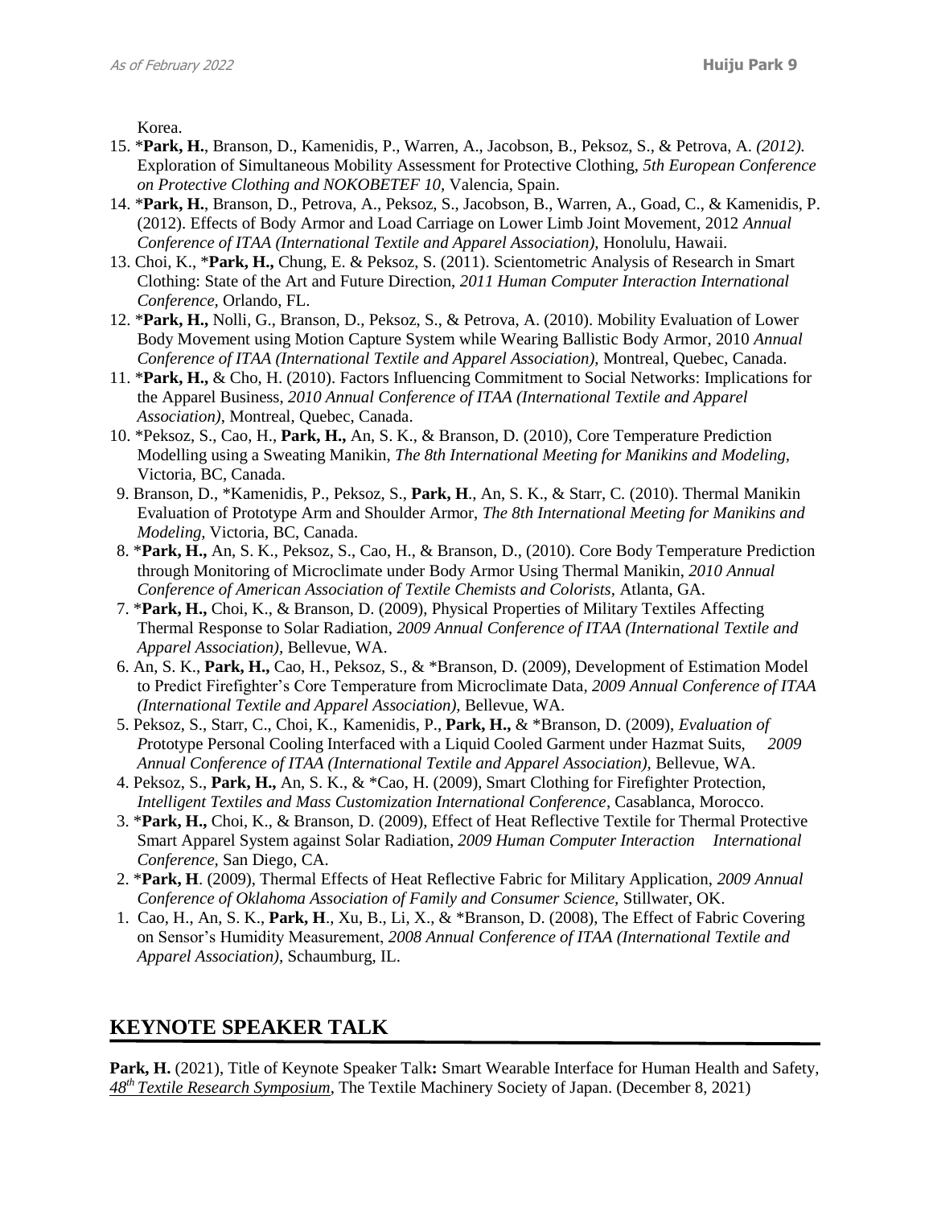Korea.

15. *__Park, H.__, Branson, D., Kamenidis, P., Warren, A., Jacobson, B., Peksoz, S., & Petrova, A. *(2012).* Exploration of Simultaneous Mobility Assessment for Protective Clothing, *5th European Conference on Protective Clothing and NOKOBETEF 10,* Valencia, Spain.
14. *__Park, H.__, Branson, D., Petrova, A., Peksoz, S., Jacobson, B., Warren, A., Goad, C., & Kamenidis, P. (2012). Effects of Body Armor and Load Carriage on Lower Limb Joint Movement, 2012 *Annual Conference of ITAA (International Textile and Apparel Association),* Honolulu, Hawaii.
13. Choi, K., *__Park, H.,__ Chung, E. & Peksoz, S. (2011). Scientometric Analysis of Research in Smart Clothing: State of the Art and Future Direction, *2011 Human Computer Interaction International Conference,* Orlando, FL.
12. *__Park, H.,__ Nolli, G., Branson, D., Peksoz, S., & Petrova, A. (2010). Mobility Evaluation of Lower Body Movement using Motion Capture System while Wearing Ballistic Body Armor, 2010 *Annual Conference of ITAA (International Textile and Apparel Association),* Montreal, Quebec, Canada.
11. *__Park, H.,__ & Cho, H. (2010). Factors Influencing Commitment to Social Networks: Implications for the Apparel Business, *2010 Annual Conference of ITAA (International Textile and Apparel Association)*, Montreal, Quebec, Canada.
10. *Peksoz, S., Cao, H., __Park, H.,__ An, S. K., & Branson, D. (2010), Core Temperature Prediction Modelling using a Sweating Manikin, *The 8th International Meeting for Manikins and Modeling,* Victoria, BC, Canada.
9. Branson, D., *Kamenidis, P., Peksoz, S., __Park, H__., An, S. K., & Starr, C. (2010). Thermal Manikin Evaluation of Prototype Arm and Shoulder Armor, *The 8th International Meeting for Manikins and Modeling,* Victoria, BC, Canada.
8. *__Park, H.,__ An, S. K., Peksoz, S., Cao, H., & Branson, D., (2010). Core Body Temperature Prediction through Monitoring of Microclimate under Body Armor Using Thermal Manikin, *2010 Annual Conference of American Association of Textile Chemists and Colorists,* Atlanta, GA.
7. *__Park, H.,__ Choi, K., & Branson, D. (2009), Physical Properties of Military Textiles Affecting Thermal Response to Solar Radiation, *2009 Annual Conference of ITAA (International Textile and Apparel Association),* Bellevue, WA.
6. An, S. K., __Park, H.,__ Cao, H., Peksoz, S., & *Branson, D. (2009), Development of Estimation Model to Predict Firefighter's Core Temperature from Microclimate Data, *2009 Annual Conference of ITAA (International Textile and Apparel Association),* Bellevue, WA.
5. Peksoz, S., Starr, C., Choi, K., Kamenidis, P., __Park, H.,__ & *Branson, D. (2009), *Evaluation of P*rototype Personal Cooling Interfaced with a Liquid Cooled Garment under Hazmat Suits, *2009 Annual Conference of ITAA (International Textile and Apparel Association),* Bellevue, WA.
4. Peksoz, S., __Park, H.,__ An, S. K., & *Cao, H. (2009), Smart Clothing for Firefighter Protection, *Intelligent Textiles and Mass Customization International Conference*, Casablanca, Morocco.
3. *__Park, H.,__ Choi, K., & Branson, D. (2009), Effect of Heat Reflective Textile for Thermal Protective Smart Apparel System against Solar Radiation, *2009 Human Computer Interaction International Conference*, San Diego, CA.
2. *__Park, H__. (2009), Thermal Effects of Heat Reflective Fabric for Military Application, *2009 Annual Conference of Oklahoma Association of Family and Consumer Science,* Stillwater, OK.
1. Cao, H., An, S. K., __Park, H__., Xu, B., Li, X., & *Branson, D. (2008), The Effect of Fabric Covering on Sensor's Humidity Measurement, *2008 Annual Conference of ITAA (International Textile and Apparel Association),* Schaumburg, IL.

## KEYNOTE SPEAKER TALK

**Park, H.** (2021), Title of Keynote Speaker Talk**:** Smart Wearable Interface for Human Health and Safety, *48th Textile Research Symposium*, The Textile Machinery Society of Japan. (December 8, 2021)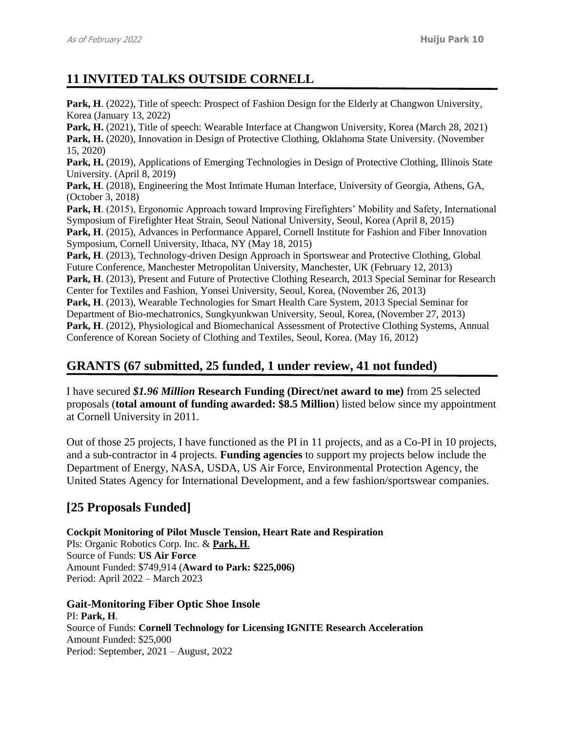## 11 INVITED TALKS OUTSIDE CORNELL

**Park, H**. (2022), Title of speech: Prospect of Fashion Design for the Elderly at Changwon University, Korea (January 13, 2022)
**Park, H.** (2021), Title of speech: Wearable Interface at Changwon University, Korea (March 28, 2021)
**Park, H.** (2020), Innovation in Design of Protective Clothing, Oklahoma State University. (November 15, 2020)
**Park, H.** (2019), Applications of Emerging Technologies in Design of Protective Clothing, Illinois State University. (April 8, 2019)
**Park, H**. (2018), Engineering the Most Intimate Human Interface, University of Georgia, Athens, GA, (October 3, 2018)
**Park, H**. (2015), Ergonomic Approach toward Improving Firefighters' Mobility and Safety, International Symposium of Firefighter Heat Strain, Seoul National University, Seoul, Korea (April 8, 2015)
**Park, H**. (2015), Advances in Performance Apparel, Cornell Institute for Fashion and Fiber Innovation Symposium, Cornell University, Ithaca, NY (May 18, 2015)
**Park, H**. (2013), Technology-driven Design Approach in Sportswear and Protective Clothing, Global Future Conference, Manchester Metropolitan University, Manchester, UK (February 12, 2013)
**Park, H**. (2013), Present and Future of Protective Clothing Research, 2013 Special Seminar for Research Center for Textiles and Fashion, Yonsei University, Seoul, Korea, (November 26, 2013)
**Park, H**. (2013), Wearable Technologies for Smart Health Care System, 2013 Special Seminar for Department of Bio-mechatronics, Sungkyunkwan University, Seoul, Korea, (November 27, 2013)
**Park, H**. (2012), Physiological and Biomechanical Assessment of Protective Clothing Systems, Annual Conference of Korean Society of Clothing and Textiles, Seoul, Korea. (May 16, 2012)

## GRANTS (67 submitted, 25 funded, 1 under review, 41 not funded)

I have secured ***$1.96 Million*** **Research Funding (Direct/net award to me)** from 25 selected proposals (**total amount of funding awarded: $8.5 Million**) listed below since my appointment at Cornell University in 2011.

Out of those 25 projects, I have functioned as the PI in 11 projects, and as a Co-PI in 10 projects, and a sub-contractor in 4 projects. **Funding agencies** to support my projects below include the Department of Energy, NASA, USDA, US Air Force, Environmental Protection Agency, the United States Agency for International Development, and a few fashion/sportswear companies.

## [25 Proposals Funded]

**Cockpit Monitoring of Pilot Muscle Tension, Heart Rate and Respiration**
PIs: Organic Robotics Corp. Inc. & **Park, H**.
Source of Funds: **US Air Force**
Amount Funded: $749,914 (**Award to Park: $225,006)**
Period: April 2022 – March 2023

**Gait-Monitoring Fiber Optic Shoe Insole**
PI: **Park, H**.
Source of Funds: **Cornell Technology for Licensing IGNITE Research Acceleration**
Amount Funded: $25,000
Period: September, 2021 – August, 2022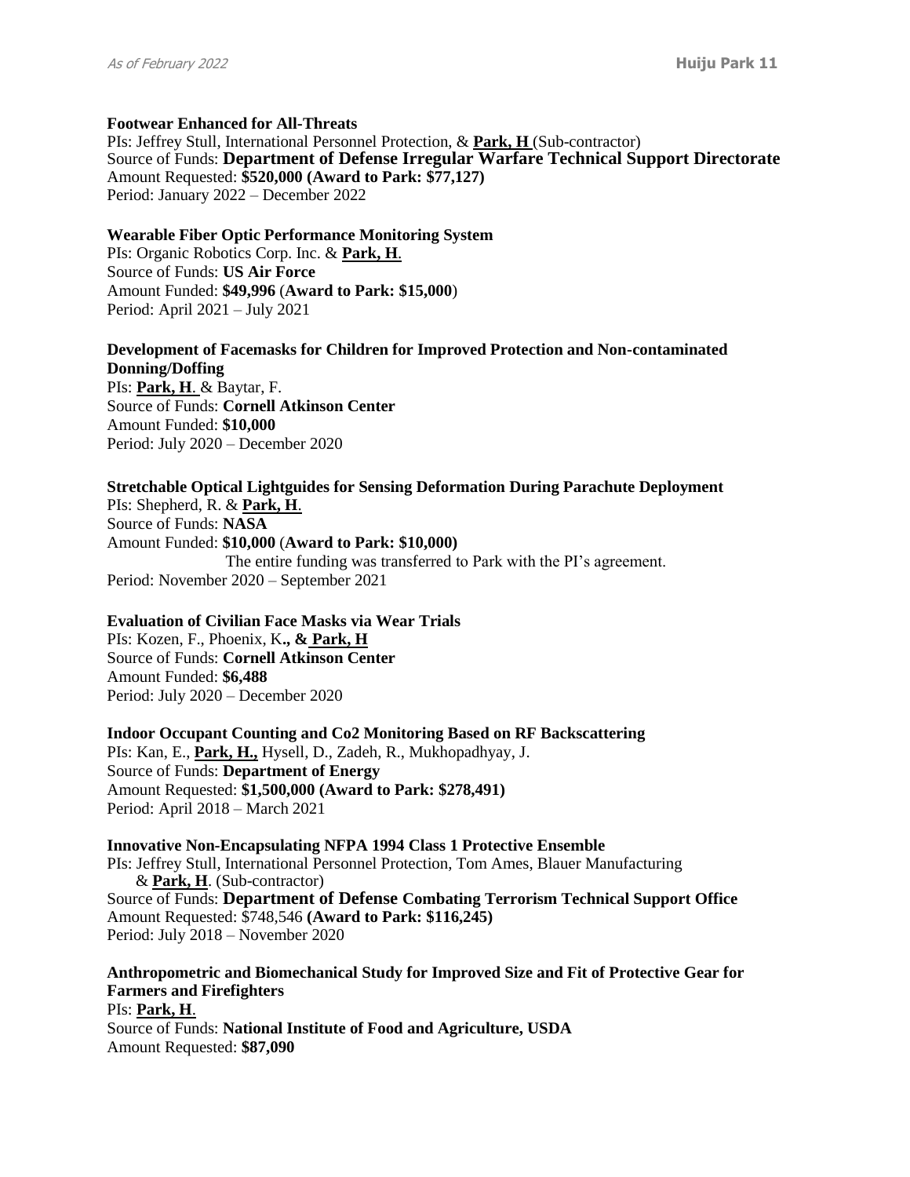**Footwear Enhanced for All-Threats**
PIs: Jeffrey Stull, International Personnel Protection, & **Park, H** (Sub-contractor)
Source of Funds: **Department of Defense Irregular Warfare Technical Support Directorate**
Amount Requested: **$520,000 (Award to Park: $77,127)**
Period: January 2022 – December 2022

**Wearable Fiber Optic Performance Monitoring System**
PIs: Organic Robotics Corp. Inc. & **Park, H**.
Source of Funds: **US Air Force**
Amount Funded: **$49,996** (**Award to Park: $15,000**)
Period: April 2021 – July 2021

**Development of Facemasks for Children for Improved Protection and Non-contaminated Donning/Doffing**
PIs: **Park, H**. & Baytar, F.
Source of Funds: **Cornell Atkinson Center**
Amount Funded: **$10,000**
Period: July 2020 – December 2020

**Stretchable Optical Lightguides for Sensing Deformation During Parachute Deployment**
PIs: Shepherd, R. & **Park, H**.
Source of Funds: **NASA**
Amount Funded: **$10,000** (**Award to Park: $10,000)**
The entire funding was transferred to Park with the PI's agreement.
Period: November 2020 – September 2021

**Evaluation of Civilian Face Masks via Wear Trials**
PIs: Kozen, F., Phoenix, K**., & Park, H**
Source of Funds: **Cornell Atkinson Center**
Amount Funded: **$6,488**
Period: July 2020 – December 2020

**Indoor Occupant Counting and Co2 Monitoring Based on RF Backscattering**
PIs: Kan, E., **Park, H.,** Hysell, D., Zadeh, R., Mukhopadhyay, J.
Source of Funds: **Department of Energy**
Amount Requested: **$1,500,000 (Award to Park: $278,491)**
Period: April 2018 – March 2021

**Innovative Non-Encapsulating NFPA 1994 Class 1 Protective Ensemble**
PIs: Jeffrey Stull, International Personnel Protection, Tom Ames, Blauer Manufacturing & **Park, H**. (Sub-contractor)
Source of Funds: **Department of Defense Combating Terrorism Technical Support Office**
Amount Requested: $748,546 **(Award to Park: $116,245)**
Period: July 2018 – November 2020

**Anthropometric and Biomechanical Study for Improved Size and Fit of Protective Gear for Farmers and Firefighters**
PIs: **Park, H**.
Source of Funds: **National Institute of Food and Agriculture, USDA**
Amount Requested: **$87,090**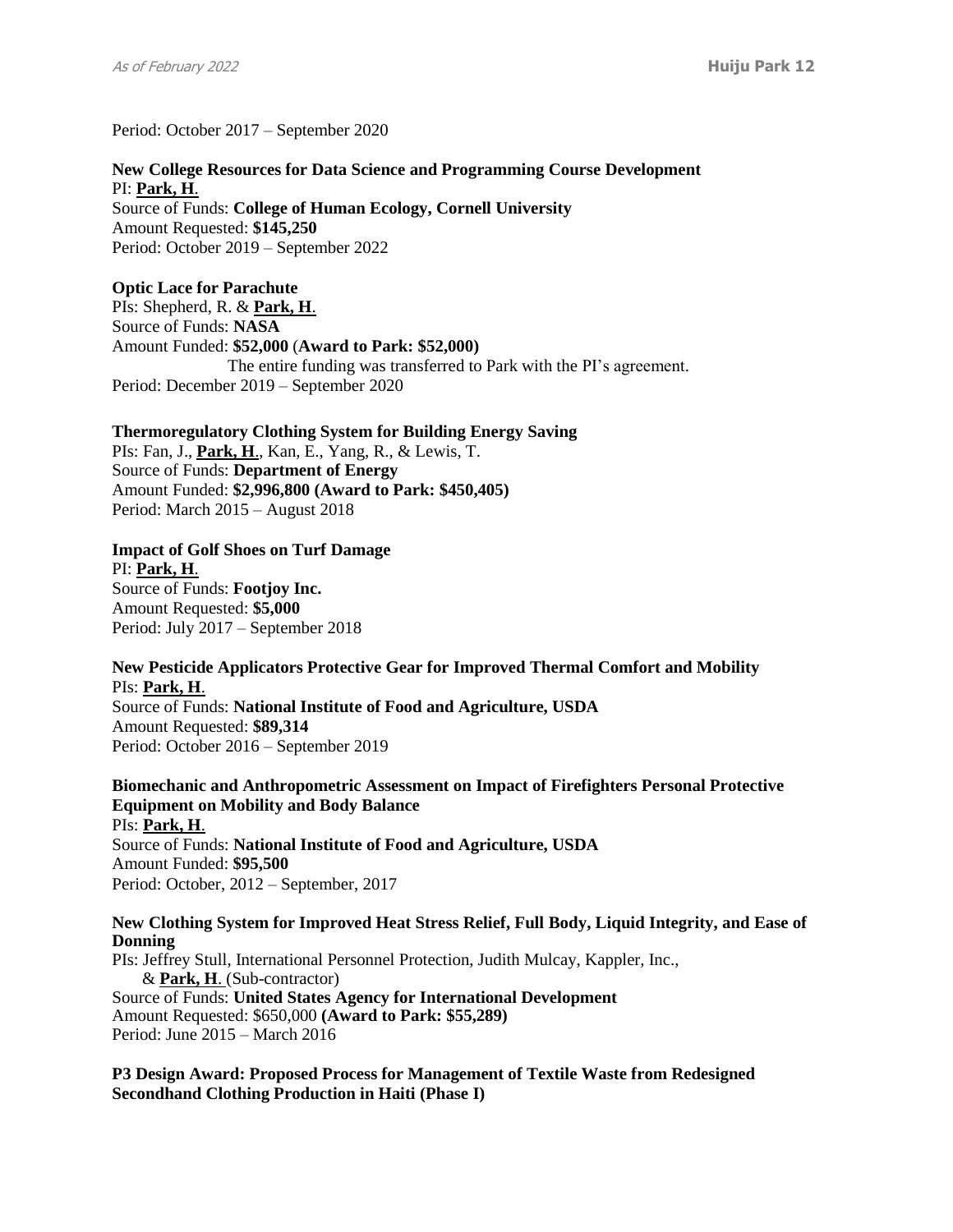Period: October 2017 – September 2020

**New College Resources for Data Science and Programming Course Development**
PI: **Park, H**.
Source of Funds: **College of Human Ecology, Cornell University**
Amount Requested: **$145,250**
Period: October 2019 – September 2022

**Optic Lace for Parachute**
PIs: Shepherd, R. & **Park, H**.
Source of Funds: **NASA**
Amount Funded: **$52,000** (**Award to Park: $52,000)**
The entire funding was transferred to Park with the PI's agreement.
Period: December 2019 – September 2020

**Thermoregulatory Clothing System for Building Energy Saving**
PIs: Fan, J., **Park, H**., Kan, E., Yang, R., & Lewis, T.
Source of Funds: **Department of Energy**
Amount Funded: **$2,996,800 (Award to Park: $450,405)**
Period: March 2015 – August 2018

**Impact of Golf Shoes on Turf Damage**
PI: **Park, H**.
Source of Funds: **Footjoy Inc.**
Amount Requested: **$5,000**
Period: July 2017 – September 2018

**New Pesticide Applicators Protective Gear for Improved Thermal Comfort and Mobility**
PIs: **Park, H**.
Source of Funds: **National Institute of Food and Agriculture, USDA**
Amount Requested: **$89,314**
Period: October 2016 – September 2019

**Biomechanic and Anthropometric Assessment on Impact of Firefighters Personal Protective Equipment on Mobility and Body Balance**
PIs: **Park, H**.
Source of Funds: **National Institute of Food and Agriculture, USDA**
Amount Funded: **$95,500**
Period: October, 2012 – September, 2017

**New Clothing System for Improved Heat Stress Relief, Full Body, Liquid Integrity, and Ease of Donning**
PIs: Jeffrey Stull, International Personnel Protection, Judith Mulcay, Kappler, Inc., & **Park, H**. (Sub-contractor)
Source of Funds: **United States Agency for International Development**
Amount Requested: $650,000 **(Award to Park: $55,289)**
Period: June 2015 – March 2016

**P3 Design Award: Proposed Process for Management of Textile Waste from Redesigned Secondhand Clothing Production in Haiti (Phase I)**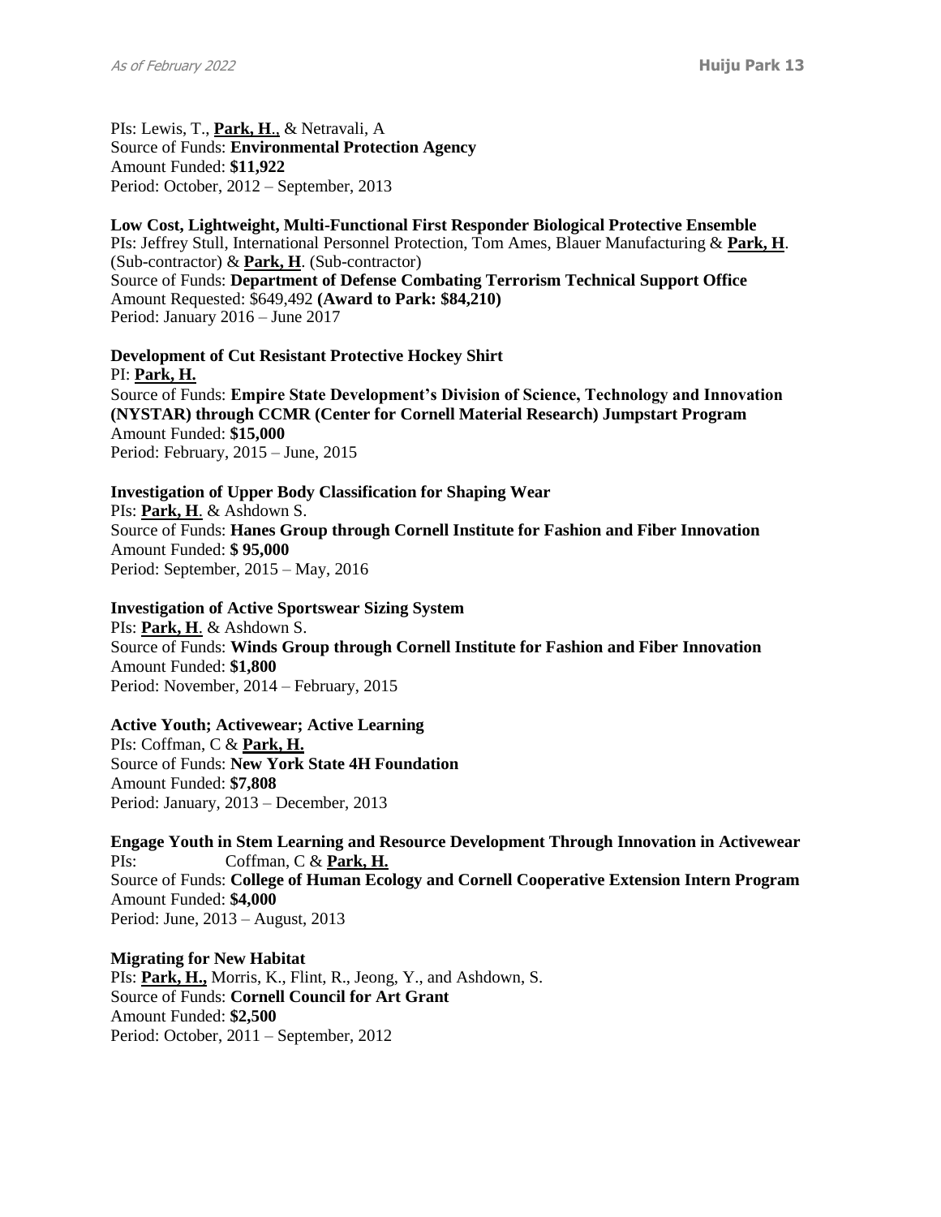PIs: Lewis, T., **Park, H**., & Netravali, A
Source of Funds: **Environmental Protection Agency**
Amount Funded: **$11,922**
Period: October, 2012 – September, 2013

**Low Cost, Lightweight, Multi-Functional First Responder Biological Protective Ensemble**
PIs: Jeffrey Stull, International Personnel Protection, Tom Ames, Blauer Manufacturing & **Park, H**. (Sub-contractor) & **Park, H**. (Sub-contractor)
Source of Funds: **Department of Defense Combating Terrorism Technical Support Office**
Amount Requested: $649,492 **(Award to Park: $84,210)**
Period: January 2016 – June 2017

**Development of Cut Resistant Protective Hockey Shirt**
PI: **Park, H.**
Source of Funds: **Empire State Development's Division of Science, Technology and Innovation (NYSTAR) through CCMR (Center for Cornell Material Research) Jumpstart Program**
Amount Funded: **$15,000**
Period: February, 2015 – June, 2015

**Investigation of Upper Body Classification for Shaping Wear**
PIs: **Park, H**. & Ashdown S.
Source of Funds: **Hanes Group through Cornell Institute for Fashion and Fiber Innovation**
Amount Funded: **$ 95,000**
Period: September, 2015 – May, 2016

**Investigation of Active Sportswear Sizing System**
PIs: **Park, H**. & Ashdown S.
Source of Funds: **Winds Group through Cornell Institute for Fashion and Fiber Innovation**
Amount Funded: **$1,800**
Period: November, 2014 – February, 2015

**Active Youth; Activewear; Active Learning**
PIs: Coffman, C & **Park, H.**
Source of Funds: **New York State 4H Foundation**
Amount Funded: **$7,808**
Period: January, 2013 – December, 2013

**Engage Youth in Stem Learning and Resource Development Through Innovation in Activewear**
PIs: Coffman, C & **Park, H.**
Source of Funds: **College of Human Ecology and Cornell Cooperative Extension Intern Program**
Amount Funded: **$4,000**
Period: June, 2013 – August, 2013

**Migrating for New Habitat**
PIs: **Park, H.,** Morris, K., Flint, R., Jeong, Y., and Ashdown, S.
Source of Funds: **Cornell Council for Art Grant**
Amount Funded: **$2,500**
Period: October, 2011 – September, 2012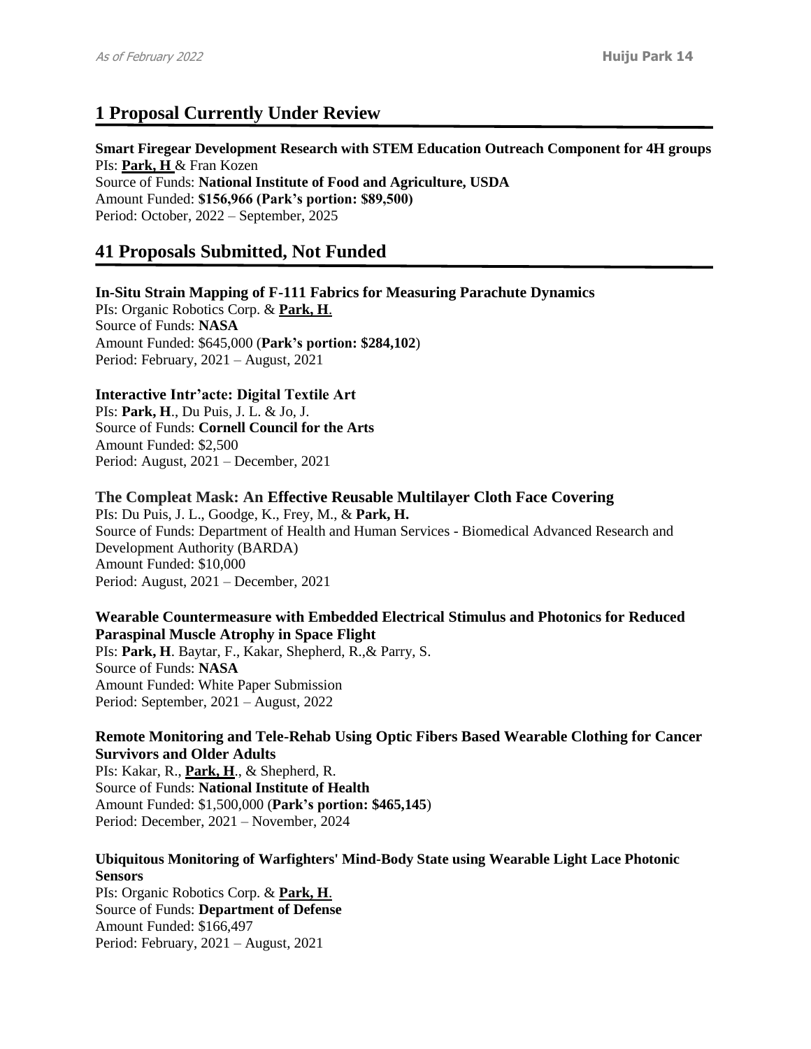## 1 Proposal Currently Under Review

**Smart Firegear Development Research with STEM Education Outreach Component for 4H groups**
PIs: **Park, H** & Fran Kozen
Source of Funds: **National Institute of Food and Agriculture, USDA**
Amount Funded: **$156,966 (Park's portion: $89,500)**
Period: October, 2022 – September, 2025

## 41 Proposals Submitted, Not Funded

**In-Situ Strain Mapping of F-111 Fabrics for Measuring Parachute Dynamics**
PIs: Organic Robotics Corp. & **Park, H**.
Source of Funds: **NASA**
Amount Funded: $645,000 (**Park's portion: $284,102**)
Period: February, 2021 – August, 2021

**Interactive Intr'acte: Digital Textile Art**
PIs: **Park, H**., Du Puis, J. L. & Jo, J.
Source of Funds: **Cornell Council for the Arts**
Amount Funded: $2,500
Period: August, 2021 – December, 2021

**The Compleat Mask: An Effective Reusable Multilayer Cloth Face Covering**
PIs: Du Puis, J. L., Goodge, K., Frey, M., & **Park, H.**
Source of Funds: Department of Health and Human Services - Biomedical Advanced Research and Development Authority (BARDA)
Amount Funded: $10,000
Period: August, 2021 – December, 2021

**Wearable Countermeasure with Embedded Electrical Stimulus and Photonics for Reduced Paraspinal Muscle Atrophy in Space Flight**
PIs: **Park, H**. Baytar, F., Kakar, Shepherd, R.,& Parry, S.
Source of Funds: **NASA**
Amount Funded: White Paper Submission
Period: September, 2021 – August, 2022

**Remote Monitoring and Tele-Rehab Using Optic Fibers Based Wearable Clothing for Cancer Survivors and Older Adults**
PIs: Kakar, R., **Park, H**., & Shepherd, R.
Source of Funds: **National Institute of Health**
Amount Funded: $1,500,000 (**Park's portion: $465,145**)
Period: December, 2021 – November, 2024

**Ubiquitous Monitoring of Warfighters' Mind-Body State using Wearable Light Lace Photonic Sensors**
PIs: Organic Robotics Corp. & **Park, H**.
Source of Funds: **Department of Defense**
Amount Funded: $166,497
Period: February, 2021 – August, 2021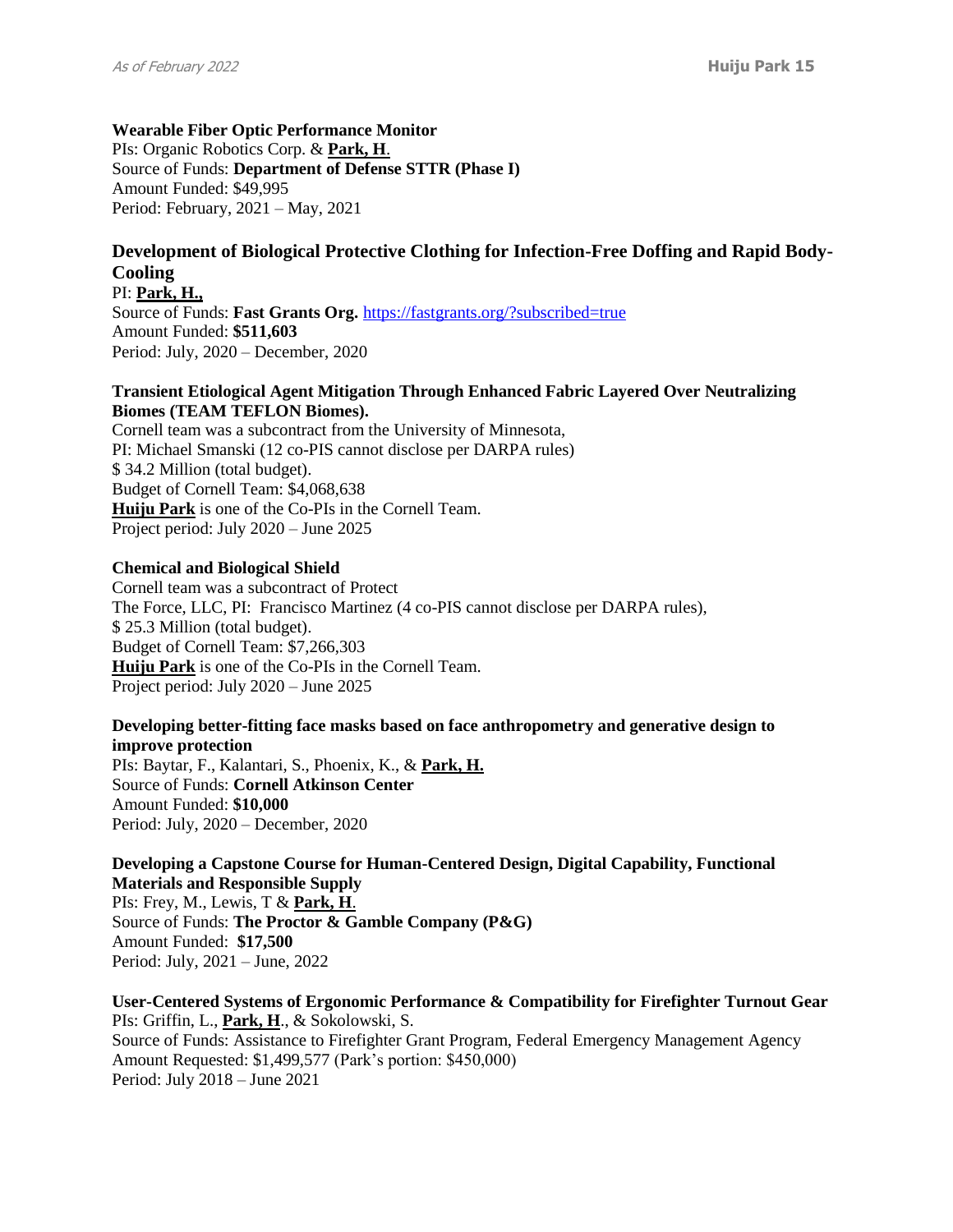**Wearable Fiber Optic Performance Monitor**
PIs: Organic Robotics Corp. & **Park, H**.
Source of Funds: **Department of Defense STTR (Phase I)**
Amount Funded: $49,995
Period: February, 2021 – May, 2021

### Development of Biological Protective Clothing for Infection-Free Doffing and Rapid Body-Cooling

PI: **Park, H.,**
Source of Funds: **Fast Grants Org.** https://fastgrants.org/?subscribed=true
Amount Funded: **$511,603**
Period: July, 2020 – December, 2020

**Transient Etiological Agent Mitigation Through Enhanced Fabric Layered Over Neutralizing Biomes (TEAM TEFLON Biomes).**
Cornell team was a subcontract from the University of Minnesota,
PI: Michael Smanski (12 co-PIS cannot disclose per DARPA rules)
$ 34.2 Million (total budget).
Budget of Cornell Team: $4,068,638
**Huiju Park** is one of the Co-PIs in the Cornell Team.
Project period: July 2020 – June 2025

**Chemical and Biological Shield**
Cornell team was a subcontract of Protect
The Force, LLC, PI: Francisco Martinez (4 co-PIS cannot disclose per DARPA rules),
$ 25.3 Million (total budget).
Budget of Cornell Team: $7,266,303
**Huiju Park** is one of the Co-PIs in the Cornell Team.
Project period: July 2020 – June 2025

**Developing better-fitting face masks based on face anthropometry and generative design to improve protection**
PIs: Baytar, F., Kalantari, S., Phoenix, K., & **Park, H.**
Source of Funds: **Cornell Atkinson Center**
Amount Funded: **$10,000**
Period: July, 2020 – December, 2020

**Developing a Capstone Course for Human-Centered Design, Digital Capability, Functional Materials and Responsible Supply**
PIs: Frey, M., Lewis, T & **Park, H**.
Source of Funds: **The Proctor & Gamble Company (P&G)**
Amount Funded: **$17,500**
Period: July, 2021 – June, 2022

**User-Centered Systems of Ergonomic Performance & Compatibility for Firefighter Turnout Gear**
PIs: Griffin, L., **Park, H**., & Sokolowski, S.
Source of Funds: Assistance to Firefighter Grant Program, Federal Emergency Management Agency
Amount Requested: $1,499,577 (Park's portion: $450,000)
Period: July 2018 – June 2021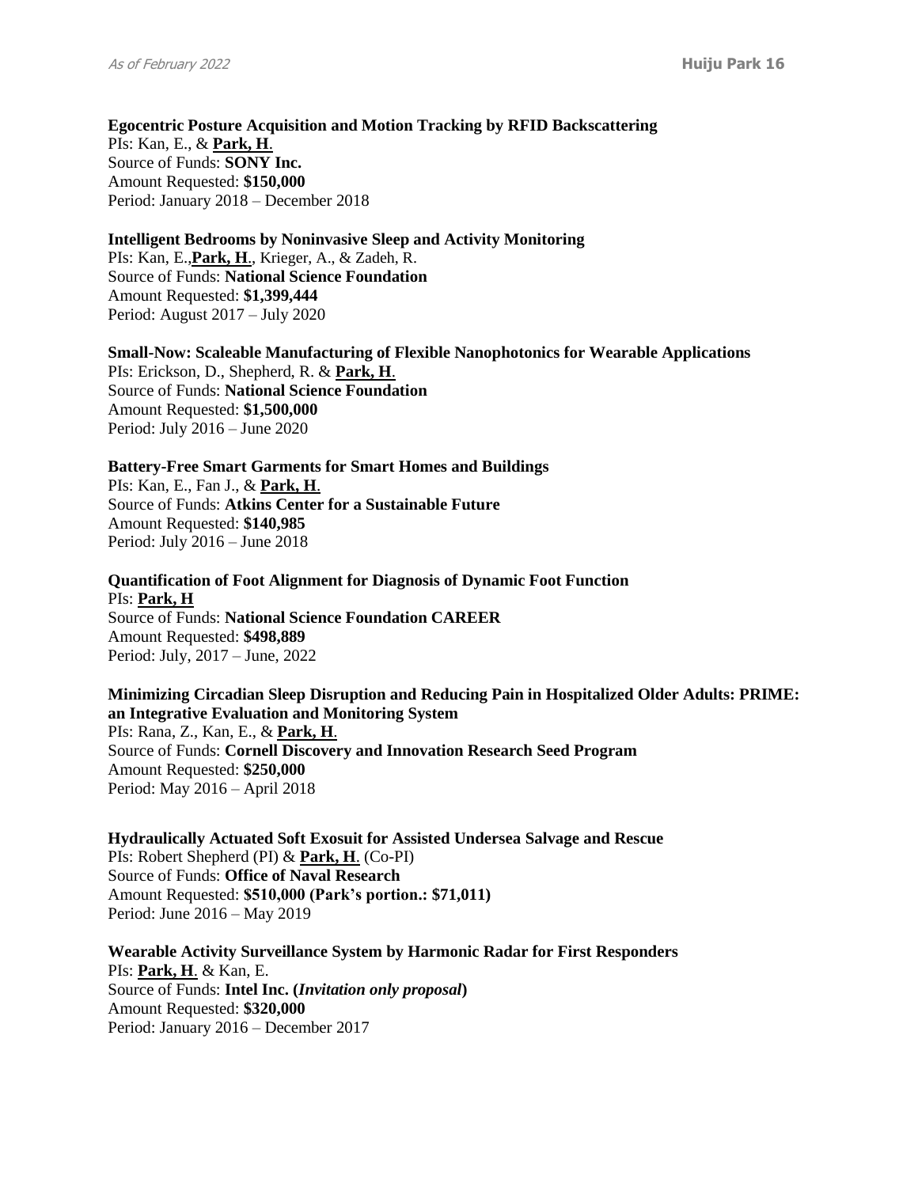**Egocentric Posture Acquisition and Motion Tracking by RFID Backscattering**
PIs: Kan, E., & **Park, H**.
Source of Funds: **SONY Inc.**
Amount Requested: **$150,000**
Period: January 2018 – December 2018

**Intelligent Bedrooms by Noninvasive Sleep and Activity Monitoring**
PIs: Kan, E.,**Park, H**., Krieger, A., & Zadeh, R.
Source of Funds: **National Science Foundation**
Amount Requested: **$1,399,444**
Period: August 2017 – July 2020

**Small-Now: Scaleable Manufacturing of Flexible Nanophotonics for Wearable Applications**
PIs: Erickson, D., Shepherd, R. & **Park, H**.
Source of Funds: **National Science Foundation**
Amount Requested: **$1,500,000**
Period: July 2016 – June 2020

**Battery-Free Smart Garments for Smart Homes and Buildings**
PIs: Kan, E., Fan J., & **Park, H**.
Source of Funds: **Atkins Center for a Sustainable Future**
Amount Requested: **$140,985**
Period: July 2016 – June 2018

**Quantification of Foot Alignment for Diagnosis of Dynamic Foot Function**
PIs: **Park, H**
Source of Funds: **National Science Foundation CAREER**
Amount Requested: **$498,889**
Period: July, 2017 – June, 2022

**Minimizing Circadian Sleep Disruption and Reducing Pain in Hospitalized Older Adults: PRIME: an Integrative Evaluation and Monitoring System**
PIs: Rana, Z., Kan, E., & **Park, H**.
Source of Funds: **Cornell Discovery and Innovation Research Seed Program**
Amount Requested: **$250,000**
Period: May 2016 – April 2018

**Hydraulically Actuated Soft Exosuit for Assisted Undersea Salvage and Rescue**
PIs: Robert Shepherd (PI) & **Park, H**. (Co-PI)
Source of Funds: **Office of Naval Research**
Amount Requested: **$510,000 (Park's portion.: $71,011)**
Period: June 2016 – May 2019

**Wearable Activity Surveillance System by Harmonic Radar for First Responders**
PIs: **Park, H**. & Kan, E.
Source of Funds: **Intel Inc. (*Invitation only proposal*)**
Amount Requested: **$320,000**
Period: January 2016 – December 2017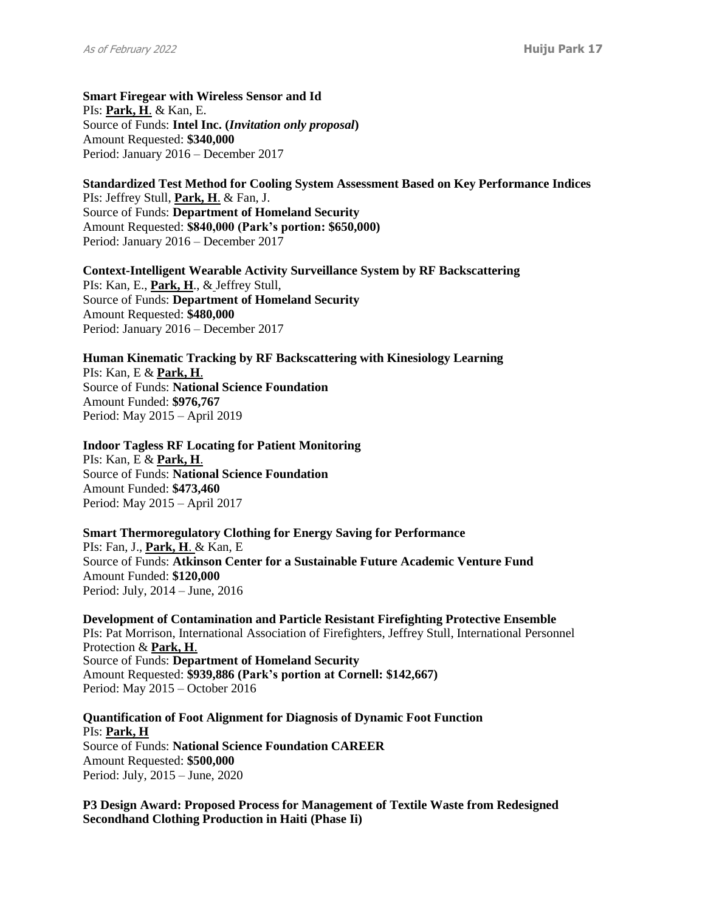**Smart Firegear with Wireless Sensor and Id**
PIs: **Park, H**. & Kan, E.
Source of Funds: **Intel Inc. (*Invitation only proposal*)**
Amount Requested: **$340,000**
Period: January 2016 – December 2017

**Standardized Test Method for Cooling System Assessment Based on Key Performance Indices**
PIs: Jeffrey Stull, **Park, H**. & Fan, J.
Source of Funds: **Department of Homeland Security**
Amount Requested: **$840,000 (Park's portion: $650,000)**
Period: January 2016 – December 2017

**Context-Intelligent Wearable Activity Surveillance System by RF Backscattering**
PIs: Kan, E., **Park, H**., & Jeffrey Stull,
Source of Funds: **Department of Homeland Security**
Amount Requested: **$480,000**
Period: January 2016 – December 2017

**Human Kinematic Tracking by RF Backscattering with Kinesiology Learning**
PIs: Kan, E & **Park, H**.
Source of Funds: **National Science Foundation**
Amount Funded: **$976,767**
Period: May 2015 – April 2019

**Indoor Tagless RF Locating for Patient Monitoring**
PIs: Kan, E & **Park, H**.
Source of Funds: **National Science Foundation**
Amount Funded: **$473,460**
Period: May 2015 – April 2017

**Smart Thermoregulatory Clothing for Energy Saving for Performance**
PIs: Fan, J., **Park, H**. & Kan, E
Source of Funds: **Atkinson Center for a Sustainable Future Academic Venture Fund**
Amount Funded: **$120,000**
Period: July, 2014 – June, 2016

**Development of Contamination and Particle Resistant Firefighting Protective Ensemble**
PIs: Pat Morrison, International Association of Firefighters, Jeffrey Stull, International Personnel Protection & **Park, H**.
Source of Funds: **Department of Homeland Security**
Amount Requested: **$939,886 (Park's portion at Cornell: $142,667)**
Period: May 2015 – October 2016

**Quantification of Foot Alignment for Diagnosis of Dynamic Foot Function**
PIs: **Park, H**
Source of Funds: **National Science Foundation CAREER**
Amount Requested: **$500,000**
Period: July, 2015 – June, 2020

**P3 Design Award: Proposed Process for Management of Textile Waste from Redesigned Secondhand Clothing Production in Haiti (Phase Ii)**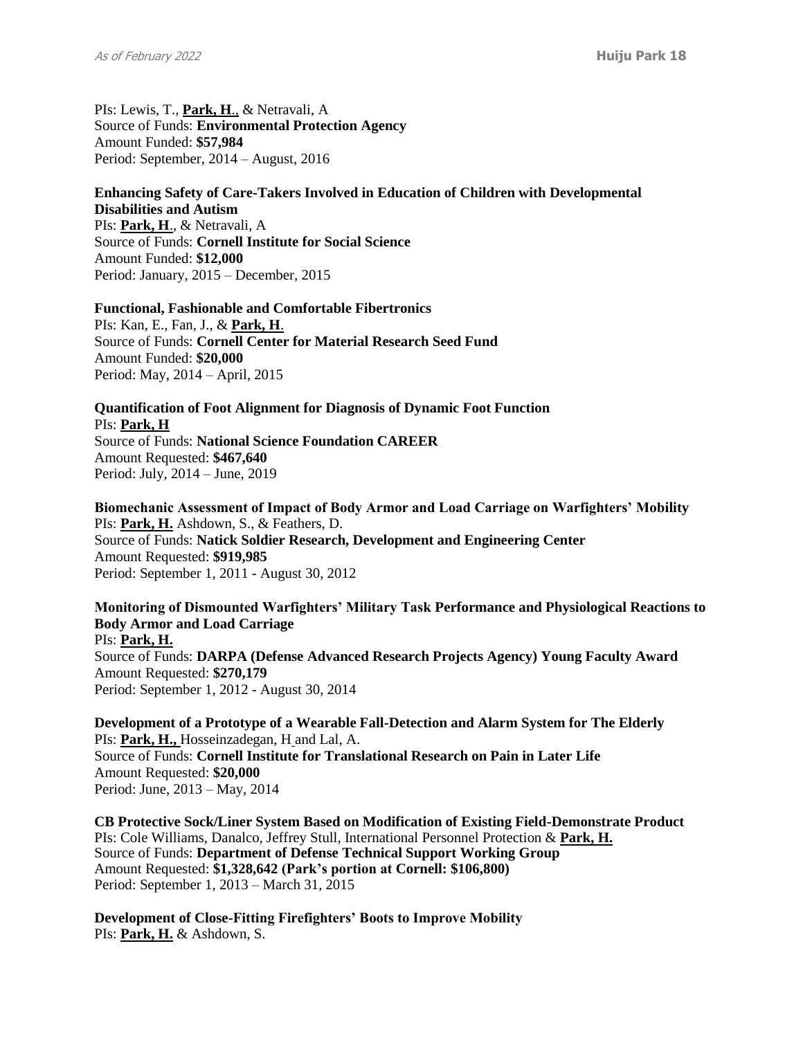PIs: Lewis, T., **Park, H**., & Netravali, A
Source of Funds: **Environmental Protection Agency**
Amount Funded: **$57,984**
Period: September, 2014 – August, 2016

**Enhancing Safety of Care-Takers Involved in Education of Children with Developmental Disabilities and Autism**
PIs: **Park, H**., & Netravali, A
Source of Funds: **Cornell Institute for Social Science**
Amount Funded: **$12,000**
Period: January, 2015 – December, 2015

**Functional, Fashionable and Comfortable Fibertronics**
PIs: Kan, E., Fan, J., & **Park, H**.
Source of Funds: **Cornell Center for Material Research Seed Fund**
Amount Funded: **$20,000**
Period: May, 2014 – April, 2015

**Quantification of Foot Alignment for Diagnosis of Dynamic Foot Function**
PIs: **Park, H**
Source of Funds: **National Science Foundation CAREER**
Amount Requested: **$467,640**
Period: July, 2014 – June, 2019

**Biomechanic Assessment of Impact of Body Armor and Load Carriage on Warfighters' Mobility**
PIs: **Park, H.** Ashdown, S., & Feathers, D.
Source of Funds: **Natick Soldier Research, Development and Engineering Center**
Amount Requested: **$919,985**
Period: September 1, 2011 - August 30, 2012

**Monitoring of Dismounted Warfighters' Military Task Performance and Physiological Reactions to Body Armor and Load Carriage**
PIs: **Park, H.**
Source of Funds: **DARPA (Defense Advanced Research Projects Agency) Young Faculty Award**
Amount Requested: **$270,179**
Period: September 1, 2012 - August 30, 2014

**Development of a Prototype of a Wearable Fall-Detection and Alarm System for The Elderly**
PIs: **Park, H.,** Hosseinzadegan, H and Lal, A.
Source of Funds: **Cornell Institute for Translational Research on Pain in Later Life**
Amount Requested: **$20,000**
Period: June, 2013 – May, 2014

**CB Protective Sock/Liner System Based on Modification of Existing Field-Demonstrate Product**
PIs: Cole Williams, Danalco, Jeffrey Stull, International Personnel Protection & **Park, H.**
Source of Funds: **Department of Defense Technical Support Working Group**
Amount Requested: **$1,328,642 (Park's portion at Cornell: $106,800)**
Period: September 1, 2013 – March 31, 2015

**Development of Close-Fitting Firefighters' Boots to Improve Mobility**
PIs: **Park, H.** & Ashdown, S.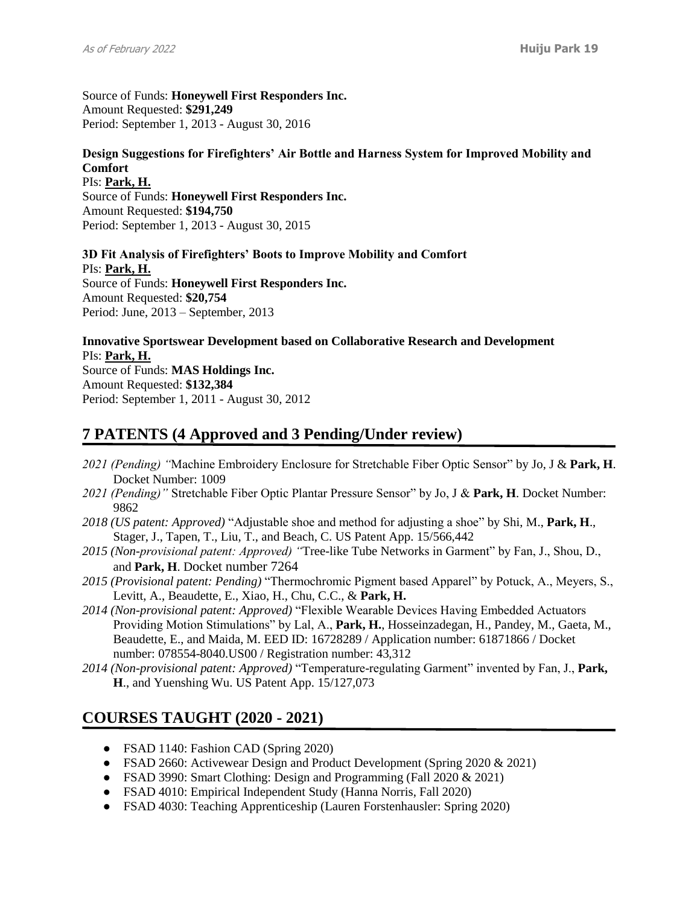Source of Funds: **Honeywell First Responders Inc.**
Amount Requested: **$291,249**
Period: September 1, 2013 - August 30, 2016

**Design Suggestions for Firefighters' Air Bottle and Harness System for Improved Mobility and Comfort**
PIs: **Park, H.**
Source of Funds: **Honeywell First Responders Inc.**
Amount Requested: **$194,750**
Period: September 1, 2013 - August 30, 2015

**3D Fit Analysis of Firefighters' Boots to Improve Mobility and Comfort**
PIs: **Park, H.**
Source of Funds: **Honeywell First Responders Inc.**
Amount Requested: **$20,754**
Period: June, 2013 – September, 2013

**Innovative Sportswear Development based on Collaborative Research and Development**
PIs: **Park, H.**
Source of Funds: **MAS Holdings Inc.**
Amount Requested: **$132,384**
Period: September 1, 2011 - August 30, 2012

## 7 PATENTS (4 Approved and 3 Pending/Under review)

*2021 (Pending) "*Machine Embroidery Enclosure for Stretchable Fiber Optic Sensor" by Jo, J & **Park, H**. Docket Number: 1009

*2021 (Pending)"* Stretchable Fiber Optic Plantar Pressure Sensor" by Jo, J & **Park, H**. Docket Number: 9862

*2018 (US patent: Approved)* "Adjustable shoe and method for adjusting a shoe" by Shi, M., **Park, H**., Stager, J., Tapen, T., Liu, T., and Beach, C. US Patent App. 15/566,442

*2015 (Non-provisional patent: Approved) "*Tree-like Tube Networks in Garment" by Fan, J., Shou, D., and **Park, H**. Docket number 7264

*2015 (Provisional patent: Pending)* "Thermochromic Pigment based Apparel" by Potuck, A., Meyers, S., Levitt, A., Beaudette, E., Xiao, H., Chu, C.C., & **Park, H.**

*2014 (Non-provisional patent: Approved)* "Flexible Wearable Devices Having Embedded Actuators Providing Motion Stimulations" by Lal, A., **Park, H.**, Hosseinzadegan, H., Pandey, M., Gaeta, M., Beaudette, E., and Maida, M. EED ID: 16728289 / Application number: 61871866 / Docket number: 078554-8040.US00 / Registration number: 43,312

*2014 (Non-provisional patent: Approved)* "Temperature-regulating Garment" invented by Fan, J., **Park, H**., and Yuenshing Wu. US Patent App. 15/127,073

## COURSES TAUGHT (2020 - 2021)

- FSAD 1140: Fashion CAD (Spring 2020)
- FSAD 2660: Activewear Design and Product Development (Spring 2020 & 2021)
- FSAD 3990: Smart Clothing: Design and Programming (Fall 2020 & 2021)
- FSAD 4010: Empirical Independent Study (Hanna Norris, Fall 2020)
- FSAD 4030: Teaching Apprenticeship (Lauren Forstenhausler: Spring 2020)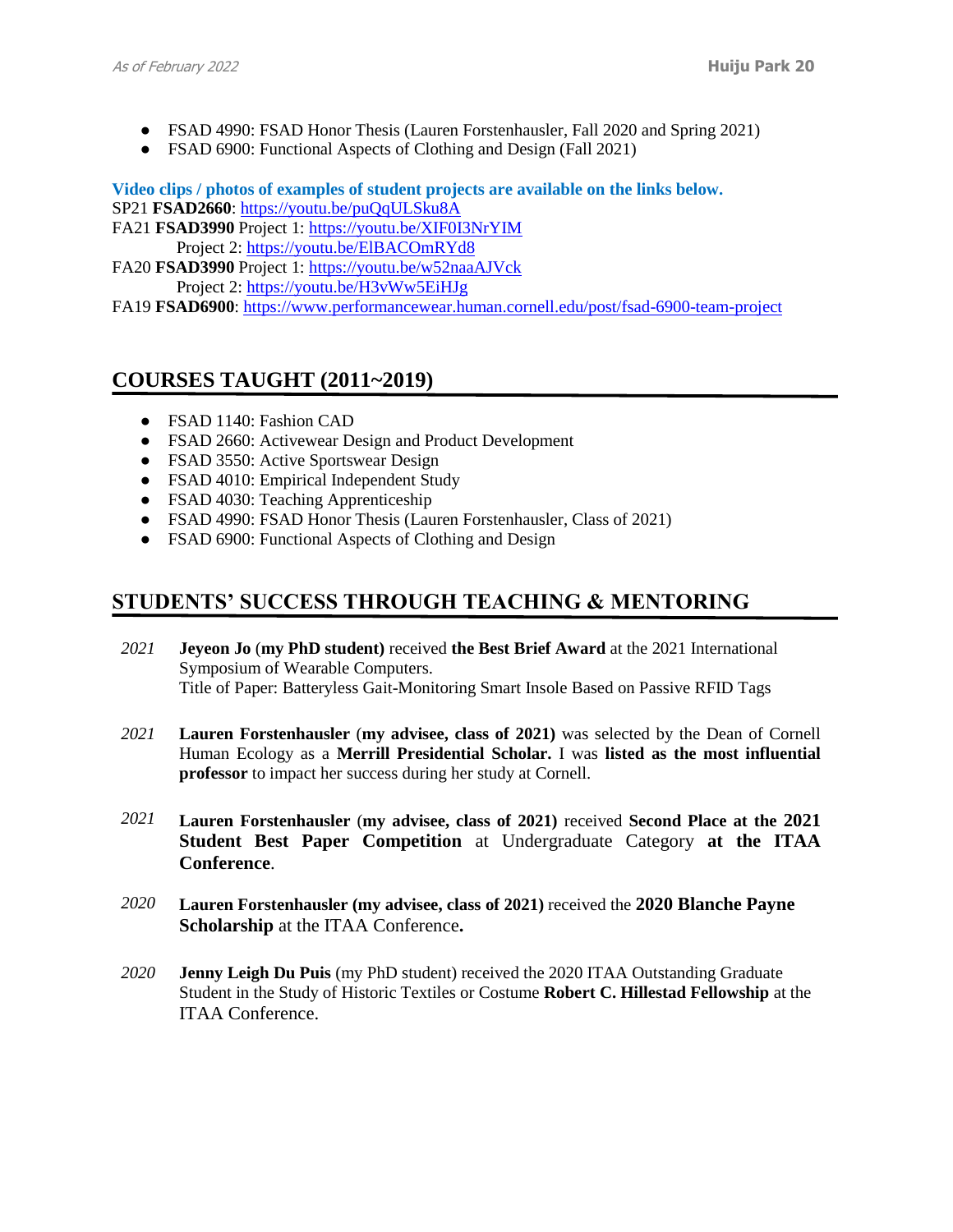- FSAD 4990: FSAD Honor Thesis (Lauren Forstenhausler, Fall 2020 and Spring 2021)
- FSAD 6900: Functional Aspects of Clothing and Design (Fall 2021)

**Video clips / photos of examples of student projects are available on the links below.**

SP21 **FSAD2660**: https://youtu.be/puQqULSku8A

FA21 **FSAD3990** Project 1: https://youtu.be/XIF0I3NrYIM

Project 2: https://youtu.be/ElBACOmRYd8

FA20 **FSAD3990** Project 1: https://youtu.be/w52naaAJVck

Project 2: https://youtu.be/H3vWw5EiHJg

FA19 **FSAD6900**: https://www.performancewear.human.cornell.edu/post/fsad-6900-team-project

## COURSES TAUGHT (2011~2019)

- FSAD 1140: Fashion CAD
- FSAD 2660: Activewear Design and Product Development
- FSAD 3550: Active Sportswear Design
- FSAD 4010: Empirical Independent Study
- FSAD 4030: Teaching Apprenticeship
- FSAD 4990: FSAD Honor Thesis (Lauren Forstenhausler, Class of 2021)
- FSAD 6900: Functional Aspects of Clothing and Design

## STUDENTS' SUCCESS THROUGH TEACHING & MENTORING

*2021* **Jeyeon Jo** (**my PhD student**) received **the Best Brief Award** at the 2021 International Symposium of Wearable Computers.
Title of Paper: Batteryless Gait-Monitoring Smart Insole Based on Passive RFID Tags

*2021* **Lauren Forstenhausler** (**my advisee, class of 2021**) was selected by the Dean of Cornell Human Ecology as a **Merrill Presidential Scholar.** I was **listed as the most influential professor** to impact her success during her study at Cornell.

*2021* **Lauren Forstenhausler** (**my advisee, class of 2021**) received **Second Place at the 2021 Student Best Paper Competition** at Undergraduate Category **at the ITAA Conference**.

*2020* **Lauren Forstenhausler (my advisee, class of 2021)** received the **2020 Blanche Payne Scholarship** at the ITAA Conference**.**

*2020* **Jenny Leigh Du Puis** (my PhD student) received the 2020 ITAA Outstanding Graduate Student in the Study of Historic Textiles or Costume **Robert C. Hillestad Fellowship** at the ITAA Conference.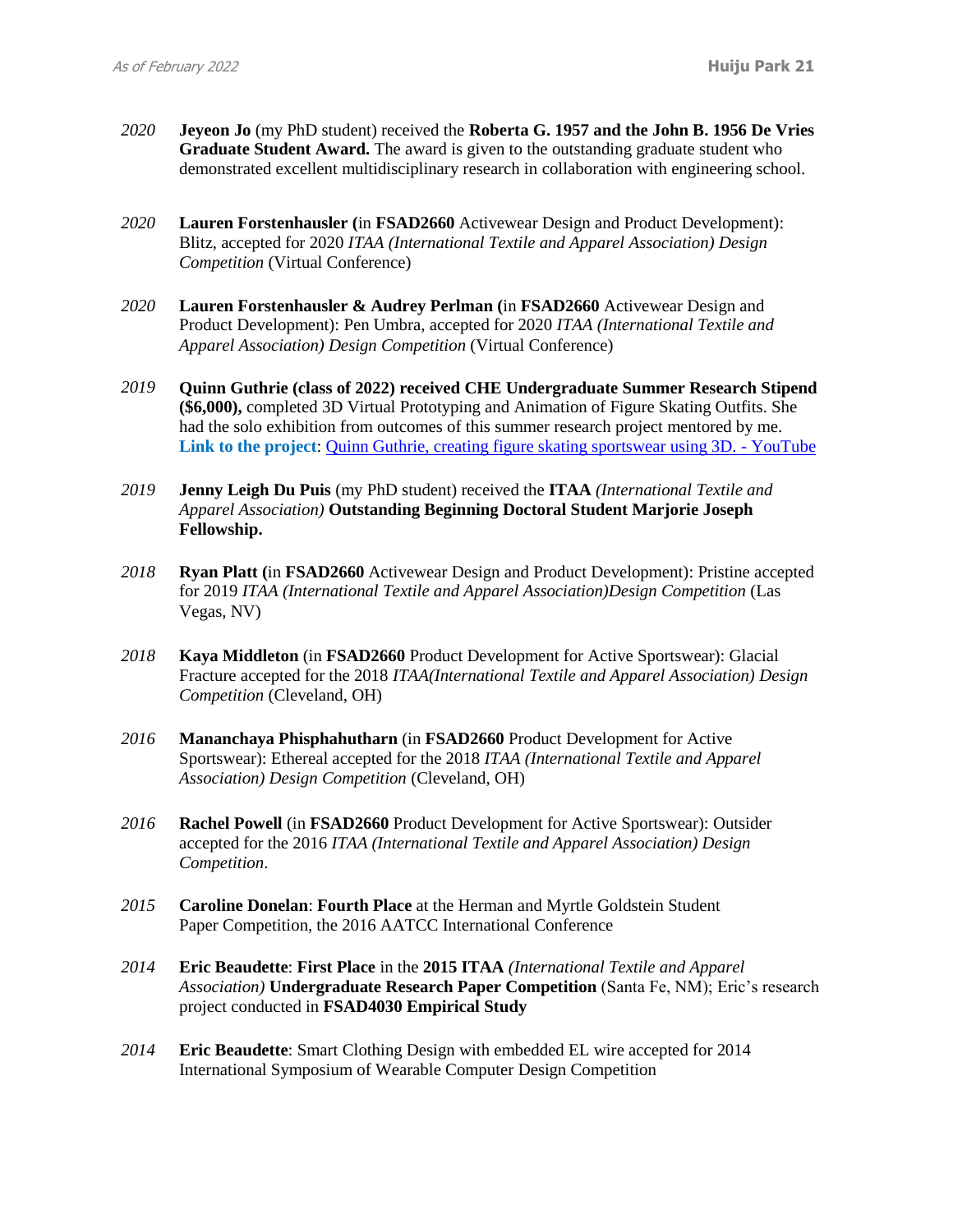*2020* **Jeyeon Jo** (my PhD student) received the **Roberta G. 1957 and the John B. 1956 De Vries Graduate Student Award.** The award is given to the outstanding graduate student who demonstrated excellent multidisciplinary research in collaboration with engineering school.

*2020* **Lauren Forstenhausler (**in **FSAD2660** Activewear Design and Product Development): Blitz, accepted for 2020 *ITAA (International Textile and Apparel Association) Design Competition* (Virtual Conference)

*2020* **Lauren Forstenhausler & Audrey Perlman (**in **FSAD2660** Activewear Design and Product Development): Pen Umbra, accepted for 2020 *ITAA (International Textile and Apparel Association) Design Competition* (Virtual Conference)

*2019* **Quinn Guthrie (class of 2022) received CHE Undergraduate Summer Research Stipend ($6,000),** completed 3D Virtual Prototyping and Animation of Figure Skating Outfits. She had the solo exhibition from outcomes of this summer research project mentored by me. **Link to the project**: Quinn Guthrie, creating figure skating sportswear using 3D. - YouTube

*2019* **Jenny Leigh Du Puis** (my PhD student) received the **ITAA** *(International Textile and Apparel Association)* **Outstanding Beginning Doctoral Student Marjorie Joseph Fellowship.**

*2018* **Ryan Platt (**in **FSAD2660** Activewear Design and Product Development): Pristine accepted for 2019 *ITAA (International Textile and Apparel Association)Design Competition* (Las Vegas, NV)

*2018* **Kaya Middleton** (in **FSAD2660** Product Development for Active Sportswear): Glacial Fracture accepted for the 2018 *ITAA(International Textile and Apparel Association) Design Competition* (Cleveland, OH)

*2016* **Mananchaya Phisphahutharn** (in **FSAD2660** Product Development for Active Sportswear): Ethereal accepted for the 2018 *ITAA (International Textile and Apparel Association) Design Competition* (Cleveland, OH)

*2016* **Rachel Powell** (in **FSAD2660** Product Development for Active Sportswear): Outsider accepted for the 2016 *ITAA (International Textile and Apparel Association) Design Competition*.

*2015* **Caroline Donelan**: **Fourth Place** at the Herman and Myrtle Goldstein Student Paper Competition, the 2016 AATCC International Conference

*2014* **Eric Beaudette**: **First Place** in the **2015 ITAA** *(International Textile and Apparel Association)* **Undergraduate Research Paper Competition** (Santa Fe, NM); Eric's research project conducted in **FSAD4030 Empirical Study**

*2014* **Eric Beaudette**: Smart Clothing Design with embedded EL wire accepted for 2014 International Symposium of Wearable Computer Design Competition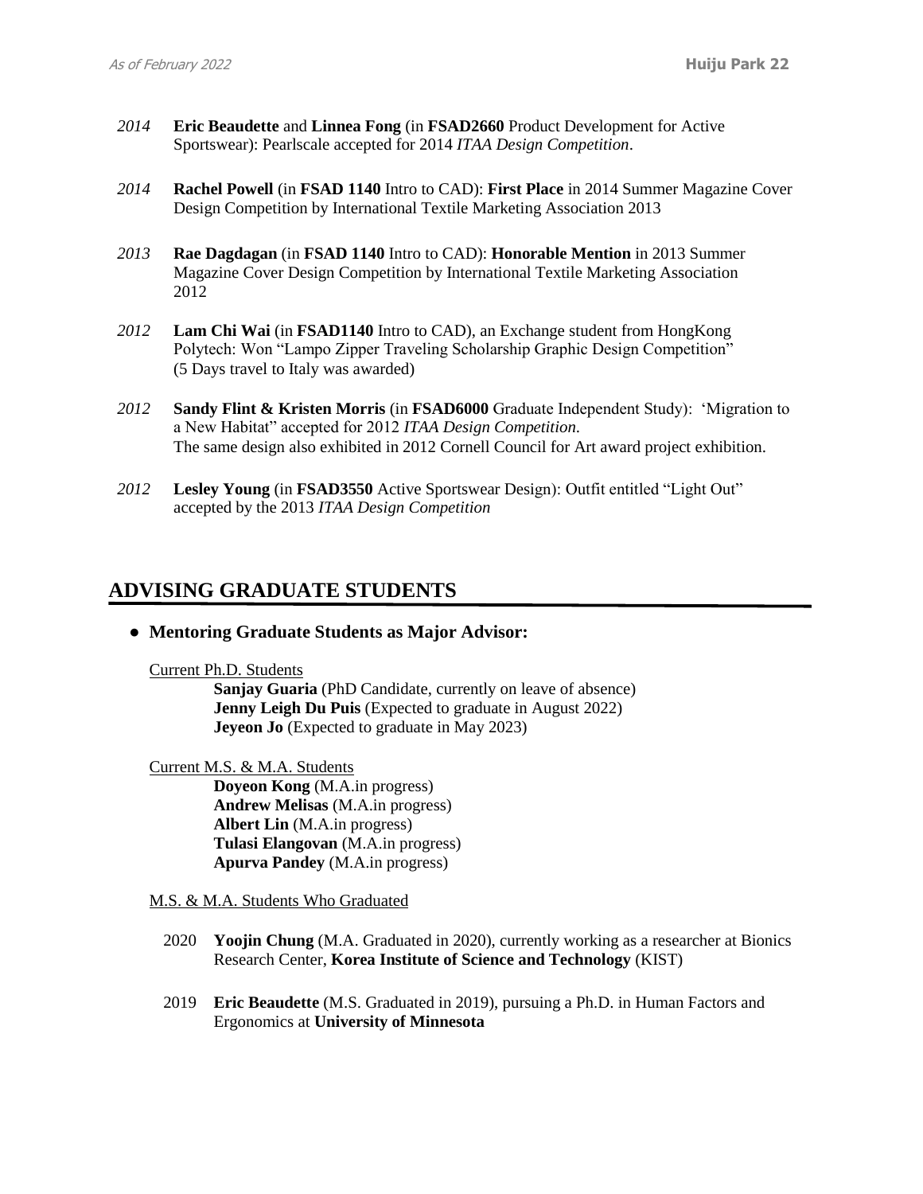*2014* **Eric Beaudette** and **Linnea Fong** (in **FSAD2660** Product Development for Active Sportswear): Pearlscale accepted for 2014 *ITAA Design Competition*.

*2014* **Rachel Powell** (in **FSAD 1140** Intro to CAD): **First Place** in 2014 Summer Magazine Cover Design Competition by International Textile Marketing Association 2013

*2013* **Rae Dagdagan** (in **FSAD 1140** Intro to CAD): **Honorable Mention** in 2013 Summer Magazine Cover Design Competition by International Textile Marketing Association 2012

*2012* **Lam Chi Wai** (in **FSAD1140** Intro to CAD), an Exchange student from HongKong Polytech: Won "Lampo Zipper Traveling Scholarship Graphic Design Competition" (5 Days travel to Italy was awarded)

*2012* **Sandy Flint & Kristen Morris** (in **FSAD6000** Graduate Independent Study): 'Migration to a New Habitat" accepted for 2012 *ITAA Design Competition*.
The same design also exhibited in 2012 Cornell Council for Art award project exhibition.

*2012* **Lesley Young** (in **FSAD3550** Active Sportswear Design): Outfit entitled "Light Out" accepted by the 2013 *ITAA Design Competition*

## ADVISING GRADUATE STUDENTS

- **Mentoring Graduate Students as Major Advisor:**

Current Ph.D. Students

**Sanjay Guaria** (PhD Candidate, currently on leave of absence)
**Jenny Leigh Du Puis** (Expected to graduate in August 2022)
**Jeyeon Jo** (Expected to graduate in May 2023)

Current M.S. & M.A. Students

**Doyeon Kong** (M.A.in progress)
**Andrew Melisas** (M.A.in progress)
**Albert Lin** (M.A.in progress)
**Tulasi Elangovan** (M.A.in progress)
**Apurva Pandey** (M.A.in progress)

M.S. & M.A. Students Who Graduated

2020 **Yoojin Chung** (M.A. Graduated in 2020), currently working as a researcher at Bionics Research Center, **Korea Institute of Science and Technology** (KIST)

2019 **Eric Beaudette** (M.S. Graduated in 2019), pursuing a Ph.D. in Human Factors and Ergonomics at **University of Minnesota**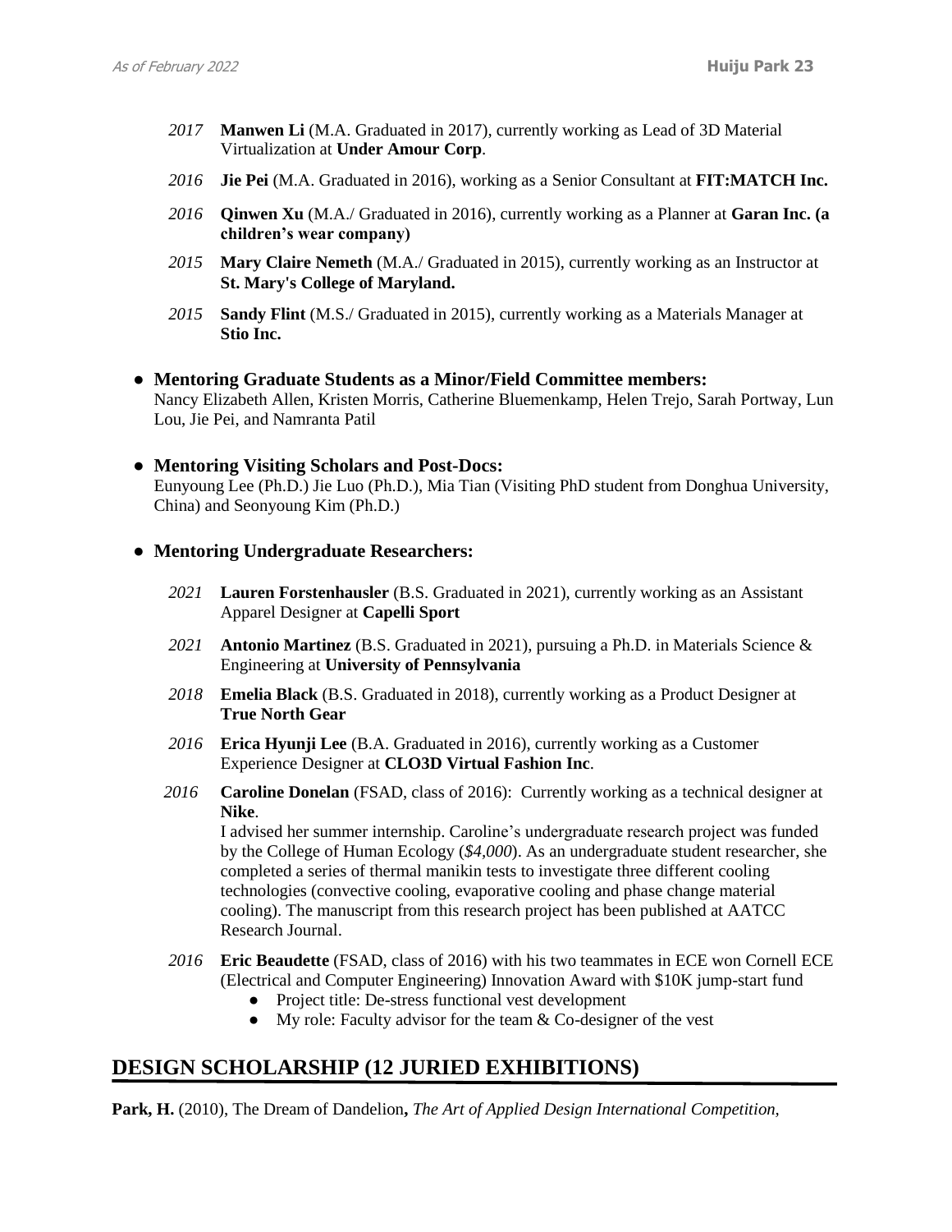- *2017* **Manwen Li** (M.A. Graduated in 2017), currently working as Lead of 3D Material Virtualization at **Under Amour Corp**.
- *2016* **Jie Pei** (M.A. Graduated in 2016), working as a Senior Consultant at **FIT:MATCH Inc.**
- *2016* **Qinwen Xu** (M.A./ Graduated in 2016), currently working as a Planner at **Garan Inc. (a children's wear company)**
- *2015* **Mary Claire Nemeth** (M.A./ Graduated in 2015), currently working as an Instructor at **St. Mary's College of Maryland.**
- *2015* **Sandy Flint** (M.S./ Graduated in 2015), currently working as a Materials Manager at **Stio Inc.**

- **Mentoring Graduate Students as a Minor/Field Committee members:**
  Nancy Elizabeth Allen, Kristen Morris, Catherine Bluemenkamp, Helen Trejo, Sarah Portway, Lun Lou, Jie Pei, and Namranta Patil

- **Mentoring Visiting Scholars and Post-Docs:**
  Eunyoung Lee (Ph.D.) Jie Luo (Ph.D.), Mia Tian (Visiting PhD student from Donghua University, China) and Seonyoung Kim (Ph.D.)

- **Mentoring Undergraduate Researchers:**
  - *2021* **Lauren Forstenhausler** (B.S. Graduated in 2021), currently working as an Assistant Apparel Designer at **Capelli Sport**
  - *2021* **Antonio Martinez** (B.S. Graduated in 2021), pursuing a Ph.D. in Materials Science & Engineering at **University of Pennsylvania**
  - *2018* **Emelia Black** (B.S. Graduated in 2018), currently working as a Product Designer at **True North Gear**
  - *2016* **Erica Hyunji Lee** (B.A. Graduated in 2016), currently working as a Customer Experience Designer at **CLO3D Virtual Fashion Inc**.
  - *2016* **Caroline Donelan** (FSAD, class of 2016): Currently working as a technical designer at **Nike**.
    I advised her summer internship. Caroline's undergraduate research project was funded by the College of Human Ecology (*$4,000*). As an undergraduate student researcher, she completed a series of thermal manikin tests to investigate three different cooling technologies (convective cooling, evaporative cooling and phase change material cooling). The manuscript from this research project has been published at AATCC Research Journal.
  - *2016* **Eric Beaudette** (FSAD, class of 2016) with his two teammates in ECE won Cornell ECE (Electrical and Computer Engineering) Innovation Award with $10K jump-start fund
    - Project title: De-stress functional vest development
    - My role: Faculty advisor for the team & Co-designer of the vest

## DESIGN SCHOLARSHIP (12 JURIED EXHIBITIONS)

**Park, H.** (2010), The Dream of Dandelion**,** *The Art of Applied Design International Competition,*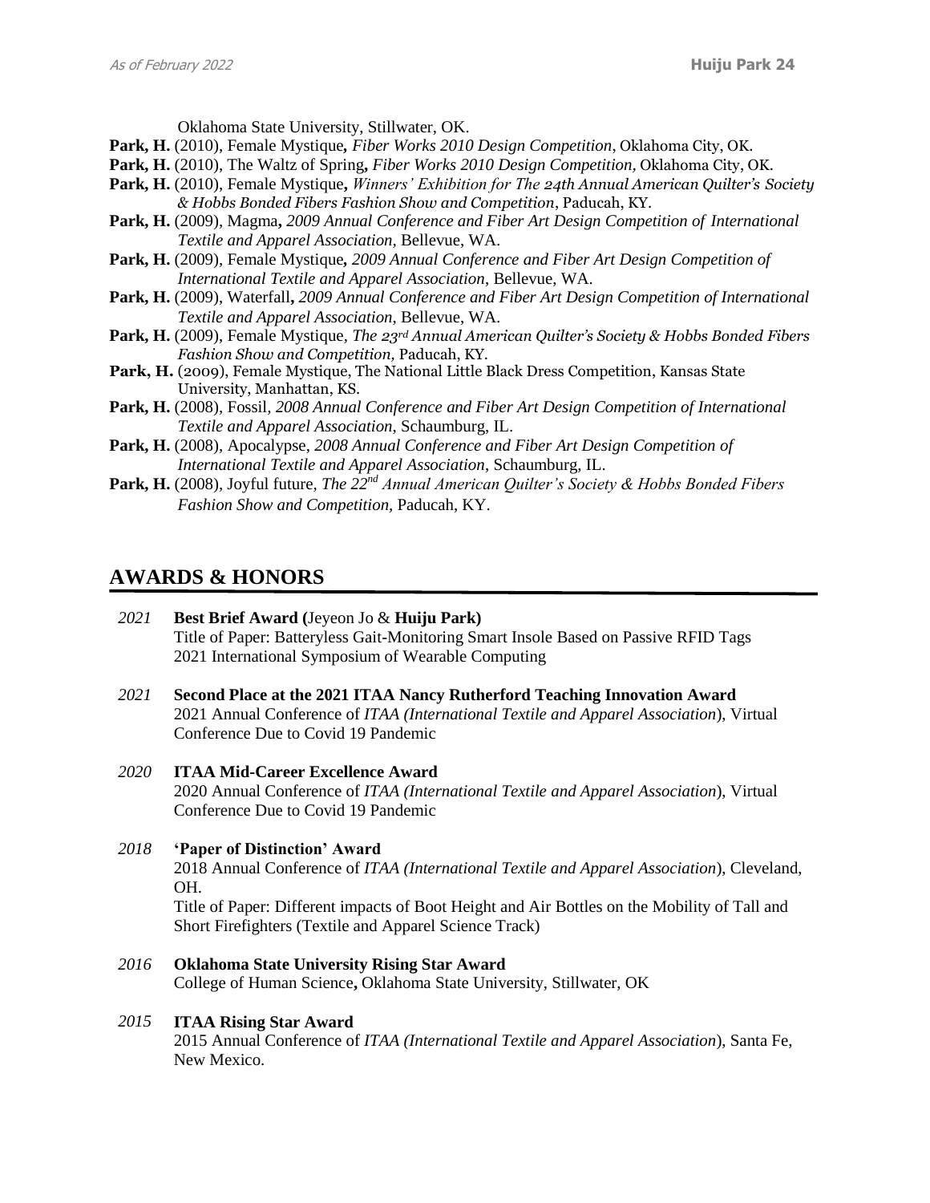Oklahoma State University, Stillwater, OK.

**Park, H.** (2010), Female Mystique, *Fiber Works 2010 Design Competition*, Oklahoma City, OK.

**Park, H.** (2010), The Waltz of Spring, *Fiber Works 2010 Design Competition,* Oklahoma City, OK.

**Park, H.** (2010), Female Mystique, *Winners' Exhibition for The 24th Annual American Quilter's Society & Hobbs Bonded Fibers Fashion Show and Competition*, Paducah, KY.

**Park, H.** (2009), Magma, *2009 Annual Conference and Fiber Art Design Competition of International Textile and Apparel Association,* Bellevue, WA.

**Park, H.** (2009), Female Mystique, *2009 Annual Conference and Fiber Art Design Competition of International Textile and Apparel Association*, Bellevue, WA.

**Park, H.** (2009), Waterfall, *2009 Annual Conference and Fiber Art Design Competition of International Textile and Apparel Association*, Bellevue, WA.

**Park, H.** (2009), Female Mystique, *The 23rd Annual American Quilter's Society & Hobbs Bonded Fibers Fashion Show and Competition,* Paducah, KY.

**Park, H.** (2009), Female Mystique, The National Little Black Dress Competition, Kansas State University, Manhattan, KS.

**Park, H.** (2008), Fossil, *2008 Annual Conference and Fiber Art Design Competition of International Textile and Apparel Association,* Schaumburg, IL.

**Park, H.** (2008), Apocalypse, *2008 Annual Conference and Fiber Art Design Competition of International Textile and Apparel Association*, Schaumburg, IL.

**Park, H.** (2008), Joyful future, *The 22nd Annual American Quilter's Society & Hobbs Bonded Fibers Fashion Show and Competition,* Paducah, KY.

## AWARDS & HONORS

*2021* **Best Brief Award (**Jeyeon Jo & **Huiju Park)**
Title of Paper: Batteryless Gait-Monitoring Smart Insole Based on Passive RFID Tags
2021 International Symposium of Wearable Computing

*2021* **Second Place at the 2021 ITAA Nancy Rutherford Teaching Innovation Award**
2021 Annual Conference of *ITAA (International Textile and Apparel Association*), Virtual Conference Due to Covid 19 Pandemic

*2020* **ITAA Mid-Career Excellence Award**
2020 Annual Conference of *ITAA (International Textile and Apparel Association*), Virtual Conference Due to Covid 19 Pandemic

*2018* **'Paper of Distinction' Award**
2018 Annual Conference of *ITAA (International Textile and Apparel Association*), Cleveland, OH.
Title of Paper: Different impacts of Boot Height and Air Bottles on the Mobility of Tall and Short Firefighters (Textile and Apparel Science Track)

*2016* **Oklahoma State University Rising Star Award**
College of Human Science**,** Oklahoma State University, Stillwater, OK

*2015* **ITAA Rising Star Award**
2015 Annual Conference of *ITAA (International Textile and Apparel Association*), Santa Fe, New Mexico.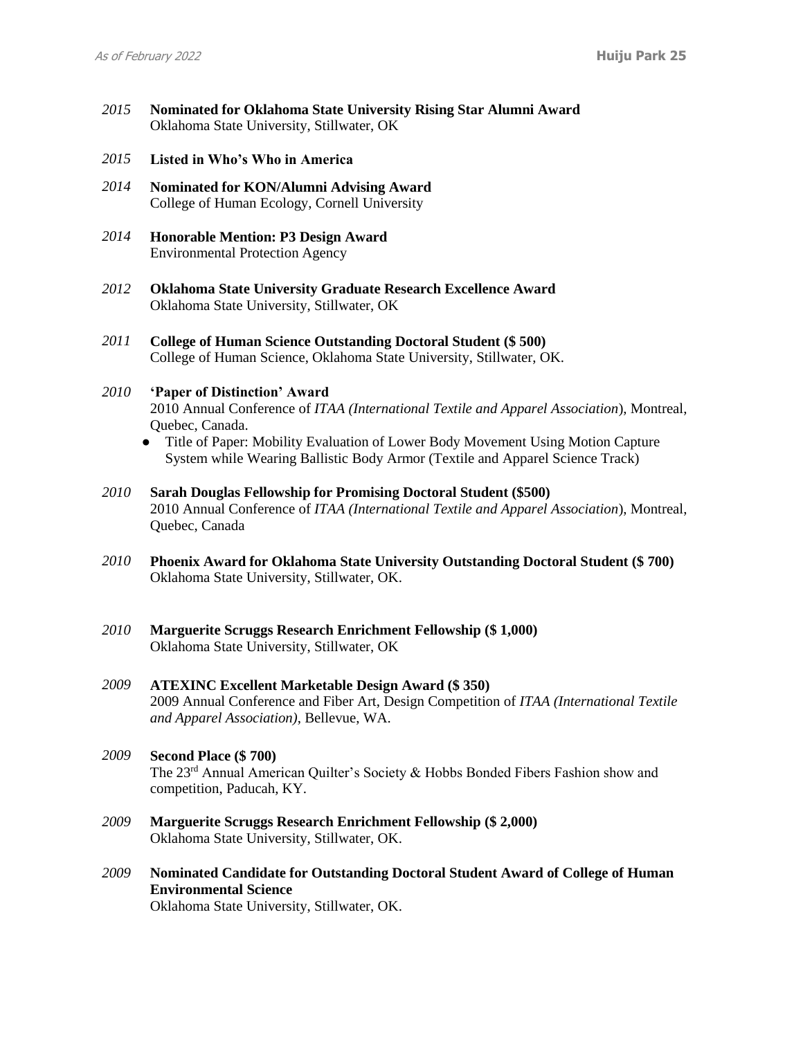*2015* **Nominated for Oklahoma State University Rising Star Alumni Award**
Oklahoma State University, Stillwater, OK

*2015* **Listed in Who's Who in America**

*2014* **Nominated for KON/Alumni Advising Award**
College of Human Ecology, Cornell University

*2014* **Honorable Mention: P3 Design Award**
Environmental Protection Agency

*2012* **Oklahoma State University Graduate Research Excellence Award**
Oklahoma State University, Stillwater, OK

*2011* **College of Human Science Outstanding Doctoral Student ($ 500)**
College of Human Science, Oklahoma State University, Stillwater, OK.

*2010* **'Paper of Distinction' Award**
2010 Annual Conference of *ITAA (International Textile and Apparel Association*), Montreal, Quebec, Canada.

- Title of Paper: Mobility Evaluation of Lower Body Movement Using Motion Capture System while Wearing Ballistic Body Armor (Textile and Apparel Science Track)

*2010* **Sarah Douglas Fellowship for Promising Doctoral Student ($500)**
2010 Annual Conference of *ITAA (International Textile and Apparel Association*), Montreal, Quebec, Canada

*2010* **Phoenix Award for Oklahoma State University Outstanding Doctoral Student ($ 700)**
Oklahoma State University, Stillwater, OK.

*2010* **Marguerite Scruggs Research Enrichment Fellowship ($ 1,000)**
Oklahoma State University, Stillwater, OK

*2009* **ATEXINC Excellent Marketable Design Award ($ 350)**
2009 Annual Conference and Fiber Art, Design Competition of *ITAA (International Textile and Apparel Association)*, Bellevue, WA.

*2009* **Second Place ($ 700)**
The 23rd Annual American Quilter's Society & Hobbs Bonded Fibers Fashion show and competition, Paducah, KY.

*2009* **Marguerite Scruggs Research Enrichment Fellowship ($ 2,000)**
Oklahoma State University, Stillwater, OK.

*2009* **Nominated Candidate for Outstanding Doctoral Student Award of College of Human Environmental Science**
Oklahoma State University, Stillwater, OK.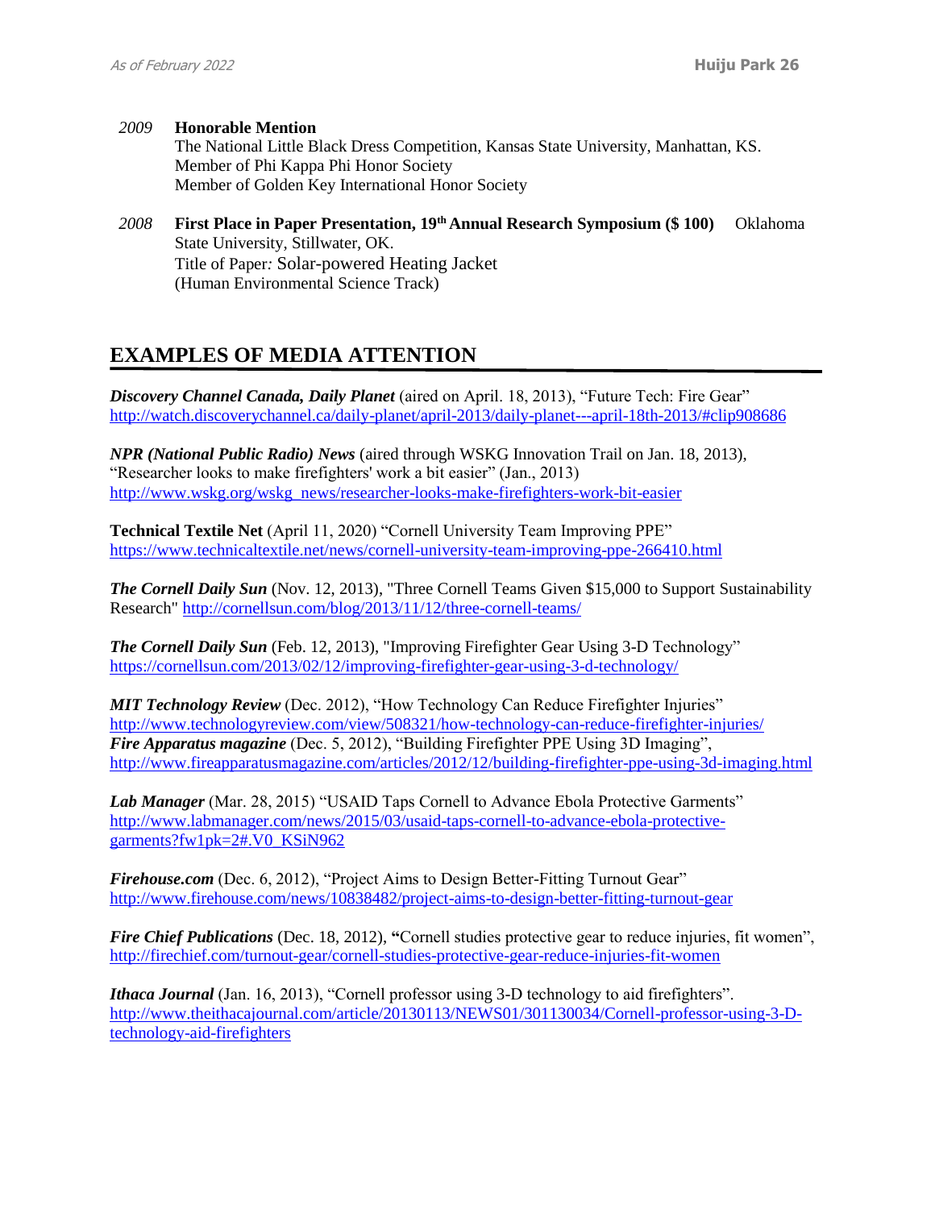*2009* **Honorable Mention**
The National Little Black Dress Competition, Kansas State University, Manhattan, KS.
Member of Phi Kappa Phi Honor Society
Member of Golden Key International Honor Society

*2008* **First Place in Paper Presentation, 19th Annual Research Symposium ($ 100)** Oklahoma State University, Stillwater, OK.
Title of Paper*:* Solar-powered Heating Jacket
(Human Environmental Science Track)

## EXAMPLES OF MEDIA ATTENTION

***Discovery Channel Canada, Daily Planet*** (aired on April. 18, 2013), "Future Tech: Fire Gear"
http://watch.discoverychannel.ca/daily-planet/april-2013/daily-planet---april-18th-2013/#clip908686

***NPR (National Public Radio) News*** (aired through WSKG Innovation Trail on Jan. 18, 2013), "Researcher looks to make firefighters' work a bit easier" (Jan., 2013)
http://www.wskg.org/wskg_news/researcher-looks-make-firefighters-work-bit-easier

**Technical Textile Net** (April 11, 2020) "Cornell University Team Improving PPE"
https://www.technicaltextile.net/news/cornell-university-team-improving-ppe-266410.html

***The Cornell Daily Sun*** (Nov. 12, 2013), "Three Cornell Teams Given $15,000 to Support Sustainability Research" http://cornellsun.com/blog/2013/11/12/three-cornell-teams/

***The Cornell Daily Sun*** (Feb. 12, 2013), "Improving Firefighter Gear Using 3-D Technology"
https://cornellsun.com/2013/02/12/improving-firefighter-gear-using-3-d-technology/

***MIT Technology Review*** (Dec. 2012), "How Technology Can Reduce Firefighter Injuries"
http://www.technologyreview.com/view/508321/how-technology-can-reduce-firefighter-injuries/
***Fire Apparatus magazine*** (Dec. 5, 2012), "Building Firefighter PPE Using 3D Imaging",
http://www.fireapparatusmagazine.com/articles/2012/12/building-firefighter-ppe-using-3d-imaging.html

***Lab Manager*** (Mar. 28, 2015) "USAID Taps Cornell to Advance Ebola Protective Garments"
http://www.labmanager.com/news/2015/03/usaid-taps-cornell-to-advance-ebola-protective-garments?fw1pk=2#.V0_KSiN962

***Firehouse.com*** (Dec. 6, 2012), "Project Aims to Design Better-Fitting Turnout Gear"
http://www.firehouse.com/news/10838482/project-aims-to-design-better-fitting-turnout-gear

***Fire Chief Publications*** (Dec. 18, 2012), **"**Cornell studies protective gear to reduce injuries, fit women",
http://firechief.com/turnout-gear/cornell-studies-protective-gear-reduce-injuries-fit-women

***Ithaca Journal*** (Jan. 16, 2013), "Cornell professor using 3-D technology to aid firefighters".
http://www.theithacajournal.com/article/20130113/NEWS01/301130034/Cornell-professor-using-3-D-technology-aid-firefighters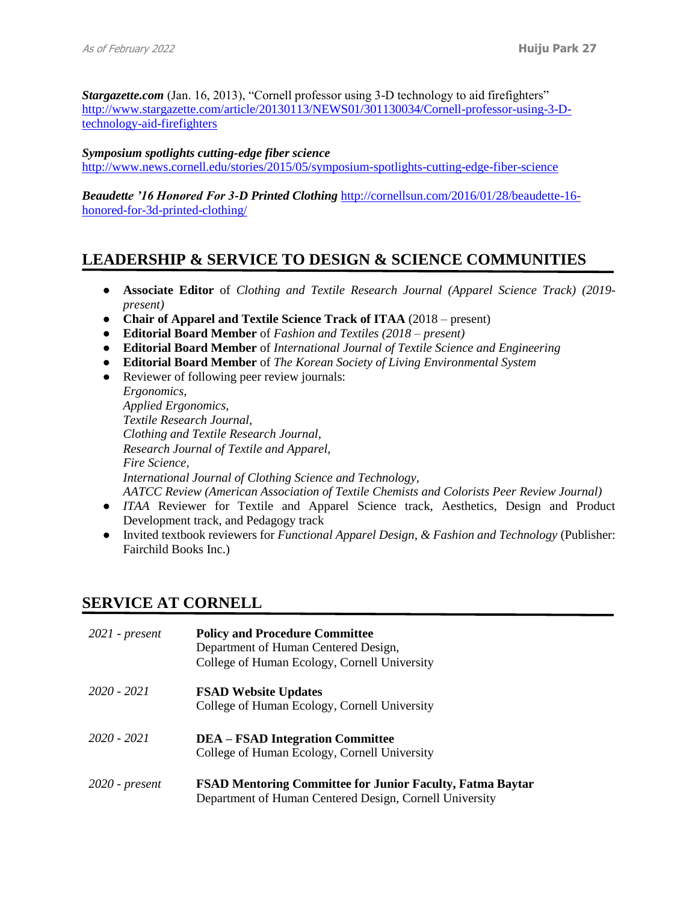***Stargazette.com*** (Jan. 16, 2013), "Cornell professor using 3-D technology to aid firefighters" [http://www.stargazette.com/article/20130113/NEWS01/301130034/Cornell-professor-using-3-D-technology-aid-firefighters](http://www.stargazette.com/article/20130113/NEWS01/301130034/Cornell-professor-using-3-D-technology-aid-firefighters)

***Symposium spotlights cutting-edge fiber science***
[http://www.news.cornell.edu/stories/2015/05/symposium-spotlights-cutting-edge-fiber-science](http://www.news.cornell.edu/stories/2015/05/symposium-spotlights-cutting-edge-fiber-science)

***Beaudette '16 Honored For 3-D Printed Clothing*** [http://cornellsun.com/2016/01/28/beaudette-16-honored-for-3d-printed-clothing/](http://cornellsun.com/2016/01/28/beaudette-16-honored-for-3d-printed-clothing/)

## LEADERSHIP & SERVICE TO DESIGN & SCIENCE COMMUNITIES

- **Associate Editor** of *Clothing and Textile Research Journal (Apparel Science Track) (2019-present)*
- **Chair of Apparel and Textile Science Track of ITAA** (2018 – present)
- **Editorial Board Member** of *Fashion and Textiles (2018 – present)*
- **Editorial Board Member** of *International Journal of Textile Science and Engineering*
- **Editorial Board Member** of *The Korean Society of Living Environmental System*
- Reviewer of following peer review journals:
  *Ergonomics,*
  *Applied Ergonomics,*
  *Textile Research Journal,*
  *Clothing and Textile Research Journal,*
  *Research Journal of Textile and Apparel,*
  *Fire Science,*
  *International Journal of Clothing Science and Technology,*
  *AATCC Review (American Association of Textile Chemists and Colorists Peer Review Journal)*
- *ITAA* Reviewer for Textile and Apparel Science track, Aesthetics, Design and Product Development track, and Pedagogy track
- Invited textbook reviewers for *Functional Apparel Design, & Fashion and Technology* (Publisher: Fairchild Books Inc.)

## SERVICE AT CORNELL

*2021 - present* — **Policy and Procedure Committee**
Department of Human Centered Design,
College of Human Ecology, Cornell University

*2020 - 2021* — **FSAD Website Updates**
College of Human Ecology, Cornell University

*2020 - 2021* — **DEA – FSAD Integration Committee**
College of Human Ecology, Cornell University

*2020 - present* — **FSAD Mentoring Committee for Junior Faculty, Fatma Baytar**
Department of Human Centered Design, Cornell University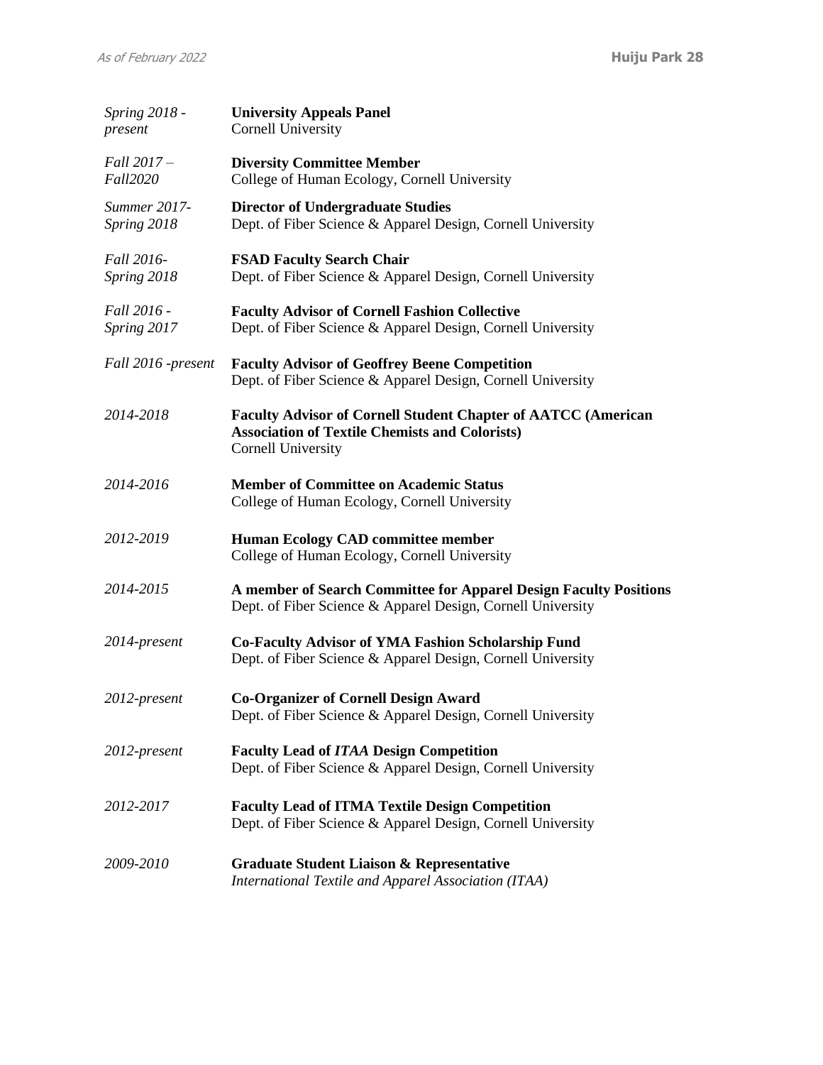*Spring 2018 - present* **University Appeals Panel**
Cornell University

*Fall 2017 – Fall2020* **Diversity Committee Member**
College of Human Ecology, Cornell University

*Summer 2017- Spring 2018* **Director of Undergraduate Studies**
Dept. of Fiber Science & Apparel Design, Cornell University

*Fall 2016- Spring 2018* **FSAD Faculty Search Chair**
Dept. of Fiber Science & Apparel Design, Cornell University

*Fall 2016 - Spring 2017* **Faculty Advisor of Cornell Fashion Collective**
Dept. of Fiber Science & Apparel Design, Cornell University

*Fall 2016 -present* **Faculty Advisor of Geoffrey Beene Competition**
Dept. of Fiber Science & Apparel Design, Cornell University

*2014-2018* **Faculty Advisor of Cornell Student Chapter of AATCC (American Association of Textile Chemists and Colorists)**
Cornell University

*2014-2016* **Member of Committee on Academic Status**
College of Human Ecology, Cornell University

*2012-2019* **Human Ecology CAD committee member**
College of Human Ecology, Cornell University

*2014-2015* **A member of Search Committee for Apparel Design Faculty Positions**
Dept. of Fiber Science & Apparel Design, Cornell University

*2014-present* **Co-Faculty Advisor of YMA Fashion Scholarship Fund**
Dept. of Fiber Science & Apparel Design, Cornell University

*2012-present* **Co-Organizer of Cornell Design Award**
Dept. of Fiber Science & Apparel Design, Cornell University

*2012-present* **Faculty Lead of *ITAA* Design Competition**
Dept. of Fiber Science & Apparel Design, Cornell University

*2012-2017* **Faculty Lead of ITMA Textile Design Competition**
Dept. of Fiber Science & Apparel Design, Cornell University

*2009-2010* **Graduate Student Liaison & Representative**
*International Textile and Apparel Association (ITAA)*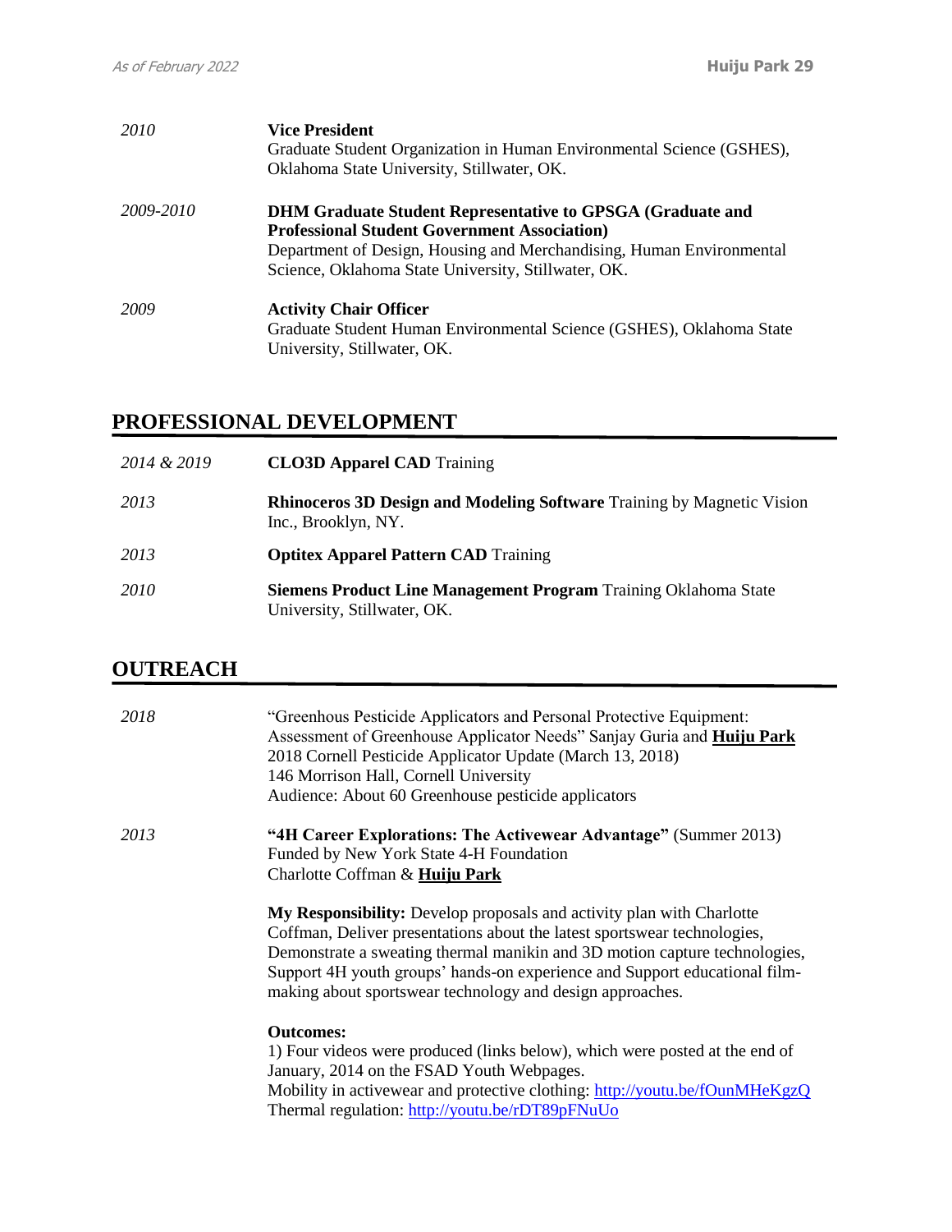*2010* **Vice President**
Graduate Student Organization in Human Environmental Science (GSHES), Oklahoma State University, Stillwater, OK.

*2009-2010* **DHM Graduate Student Representative to GPSGA (Graduate and Professional Student Government Association)**
Department of Design, Housing and Merchandising, Human Environmental Science, Oklahoma State University, Stillwater, OK.

*2009* **Activity Chair Officer**
Graduate Student Human Environmental Science (GSHES), Oklahoma State University, Stillwater, OK.

## PROFESSIONAL DEVELOPMENT

*2014 & 2019* **CLO3D Apparel CAD** Training

*2013* **Rhinoceros 3D Design and Modeling Software** Training by Magnetic Vision Inc., Brooklyn, NY.

*2013* **Optitex Apparel Pattern CAD** Training

*2010* **Siemens Product Line Management Program** Training Oklahoma State University, Stillwater, OK.

## OUTREACH

*2018* "Greenhous Pesticide Applicators and Personal Protective Equipment: Assessment of Greenhouse Applicator Needs" Sanjay Guria and **Huiju Park**
2018 Cornell Pesticide Applicator Update (March 13, 2018)
146 Morrison Hall, Cornell University
Audience: About 60 Greenhouse pesticide applicators

*2013* **"4H Career Explorations: The Activewear Advantage"** (Summer 2013)
Funded by New York State 4-H Foundation
Charlotte Coffman & **Huiju Park**

**My Responsibility:** Develop proposals and activity plan with Charlotte Coffman, Deliver presentations about the latest sportswear technologies, Demonstrate a sweating thermal manikin and 3D motion capture technologies, Support 4H youth groups' hands-on experience and Support educational film-making about sportswear technology and design approaches.

**Outcomes:**
1) Four videos were produced (links below), which were posted at the end of January, 2014 on the FSAD Youth Webpages.
Mobility in activewear and protective clothing: http://youtu.be/fOunMHeKgzQ
Thermal regulation: http://youtu.be/rDT89pFNuUo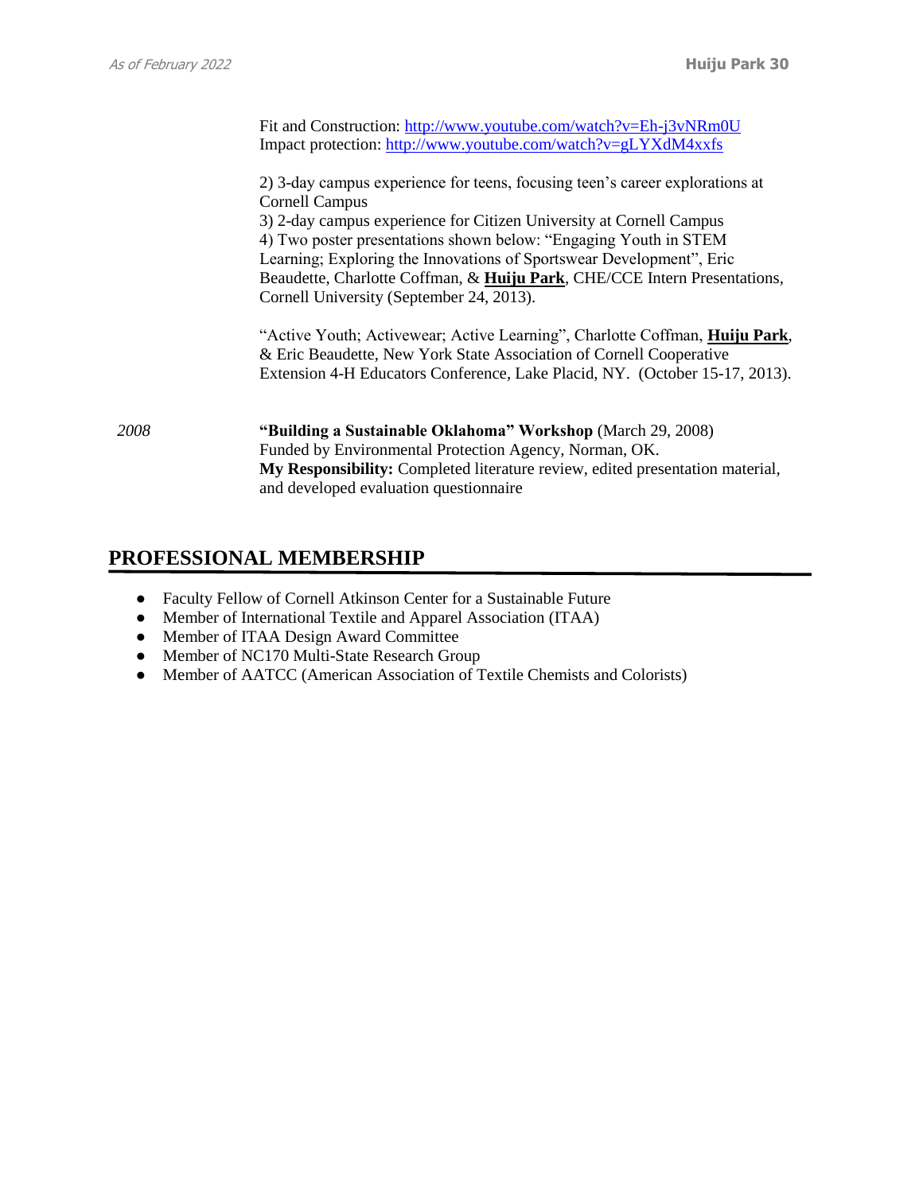Fit and Construction: http://www.youtube.com/watch?v=Eh-j3vNRm0U
Impact protection: http://www.youtube.com/watch?v=gLYXdM4xxfs

2) 3-day campus experience for teens, focusing teen's career explorations at Cornell Campus
3) 2-day campus experience for Citizen University at Cornell Campus
4) Two poster presentations shown below: "Engaging Youth in STEM Learning; Exploring the Innovations of Sportswear Development", Eric Beaudette, Charlotte Coffman, & **Huiju Park**, CHE/CCE Intern Presentations, Cornell University (September 24, 2013).

"Active Youth; Activewear; Active Learning", Charlotte Coffman, **Huiju Park**, & Eric Beaudette, New York State Association of Cornell Cooperative Extension 4-H Educators Conference, Lake Placid, NY. (October 15-17, 2013).

*2008* **"Building a Sustainable Oklahoma" Workshop** (March 29, 2008)
Funded by Environmental Protection Agency, Norman, OK.
**My Responsibility:** Completed literature review, edited presentation material, and developed evaluation questionnaire

## PROFESSIONAL MEMBERSHIP

- Faculty Fellow of Cornell Atkinson Center for a Sustainable Future
- Member of International Textile and Apparel Association (ITAA)
- Member of ITAA Design Award Committee
- Member of NC170 Multi-State Research Group
- Member of AATCC (American Association of Textile Chemists and Colorists)